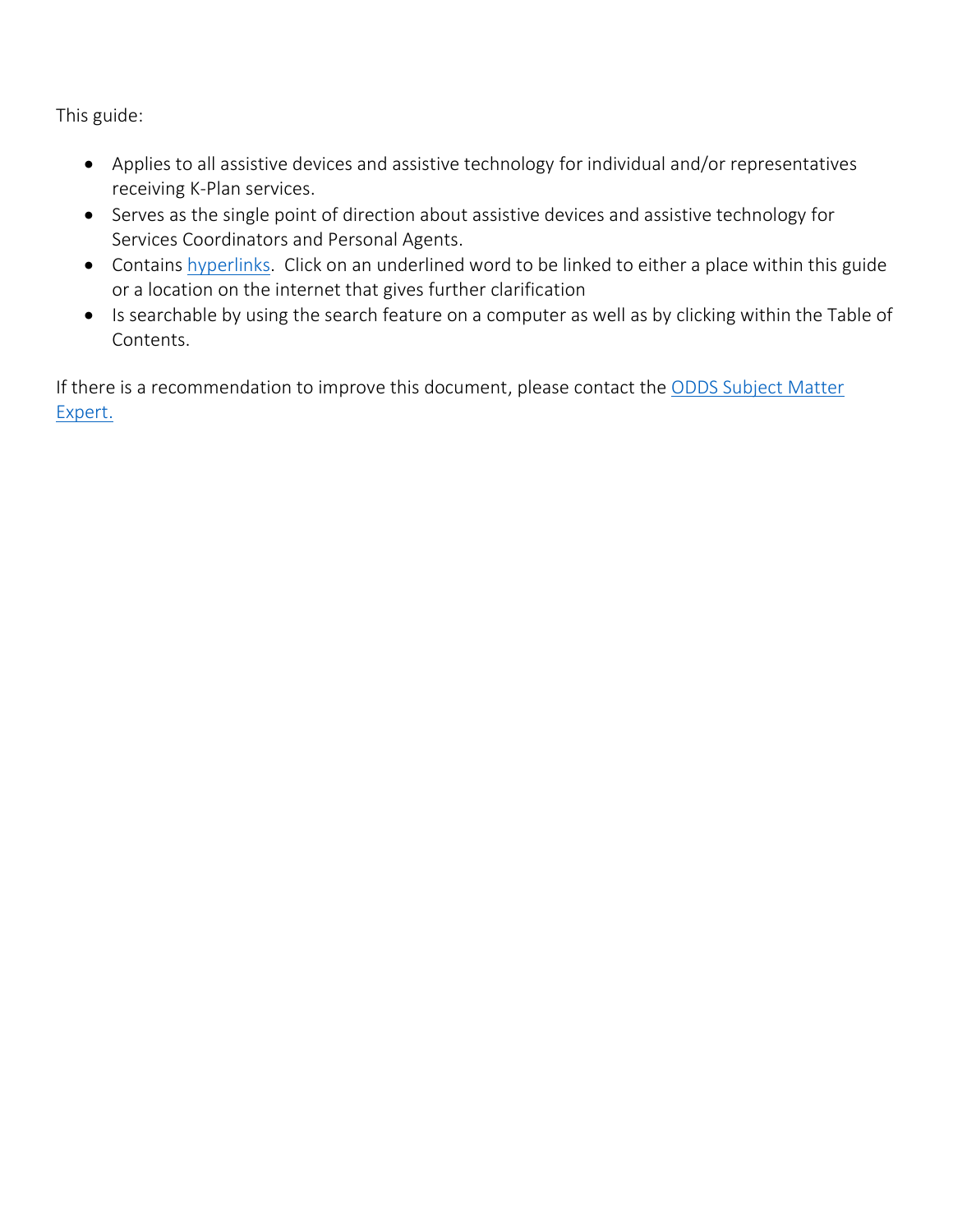This guide:

- Applies to all assistive devices and assistive technology for individual and/or representatives receiving K-Plan services.
- Serves as the single point of direction about assistive devices and assistive technology for Services Coordinators and Personal Agents.
- Contains hyperlinks. Click on an underlined word to be linked to either a place within this guide or a location on the internet that gives further clarification
- Is searchable by using the search feature on a computer as well as by clicking within the Table of Contents.

If there is a recommendation to improve this document, please contact the ODDS Subject Matter Expert.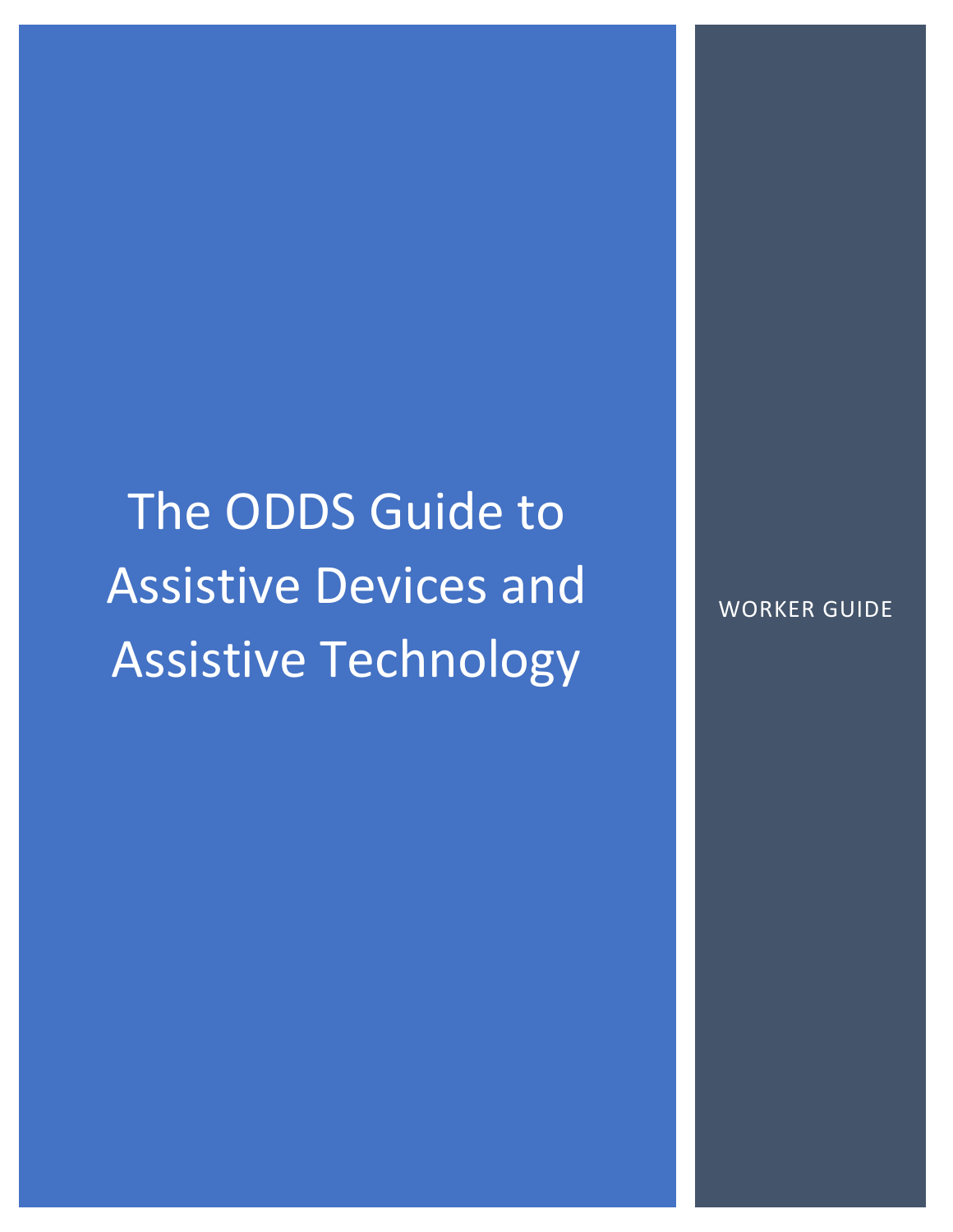# The ODDS Guide to Assistive Devices and Assistive Technology

WORKER GUIDE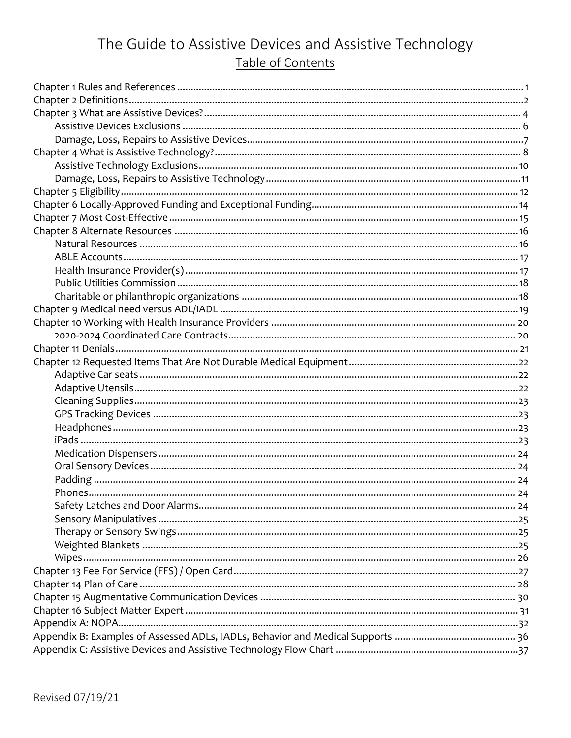# The Guide to Assistive Devices and Assistive Technology

## Table of Contents

- Chapter 1 Rules and References .......... 1
- Chapter 2 Definitions .......... 2
- Chapter 3 What are Assistive Devices? .......... 4
  - Assistive Devices Exclusions .......... 6
  - Damage, Loss, Repairs to Assistive Devices .......... 7
- Chapter 4 What is Assistive Technology? .......... 8
  - Assistive Technology Exclusions .......... 10
  - Damage, Loss, Repairs to Assistive Technology .......... 11
- Chapter 5 Eligibility .......... 12
- Chapter 6 Locally-Approved Funding and Exceptional Funding .......... 14
- Chapter 7 Most Cost-Effective .......... 15
- Chapter 8 Alternate Resources .......... 16
  - Natural Resources .......... 16
  - ABLE Accounts .......... 17
  - Health Insurance Provider(s) .......... 17
  - Public Utilities Commission .......... 18
  - Charitable or philanthropic organizations .......... 18
- Chapter 9 Medical need versus ADL/IADL .......... 19
- Chapter 10 Working with Health Insurance Providers .......... 20
  - 2020-2024 Coordinated Care Contracts .......... 20
- Chapter 11 Denials .......... 21
- Chapter 12 Requested Items That Are Not Durable Medical Equipment .......... 22
  - Adaptive Car seats .......... 22
  - Adaptive Utensils .......... 22
  - Cleaning Supplies .......... 23
  - GPS Tracking Devices .......... 23
  - Headphones .......... 23
  - iPads .......... 23
  - Medication Dispensers .......... 24
  - Oral Sensory Devices .......... 24
  - Padding .......... 24
  - Phones .......... 24
  - Safety Latches and Door Alarms .......... 24
  - Sensory Manipulatives .......... 25
  - Therapy or Sensory Swings .......... 25
  - Weighted Blankets .......... 25
  - Wipes .......... 26
- Chapter 13 Fee For Service (FFS) / Open Card .......... 27
- Chapter 14 Plan of Care .......... 28
- Chapter 15 Augmentative Communication Devices .......... 30
- Chapter 16 Subject Matter Expert .......... 31
- Appendix A: NOPA .......... 32
- Appendix B: Examples of Assessed ADLs, IADLs, Behavior and Medical Supports .......... 36
- Appendix C: Assistive Devices and Assistive Technology Flow Chart .......... 37

Revised 07/19/21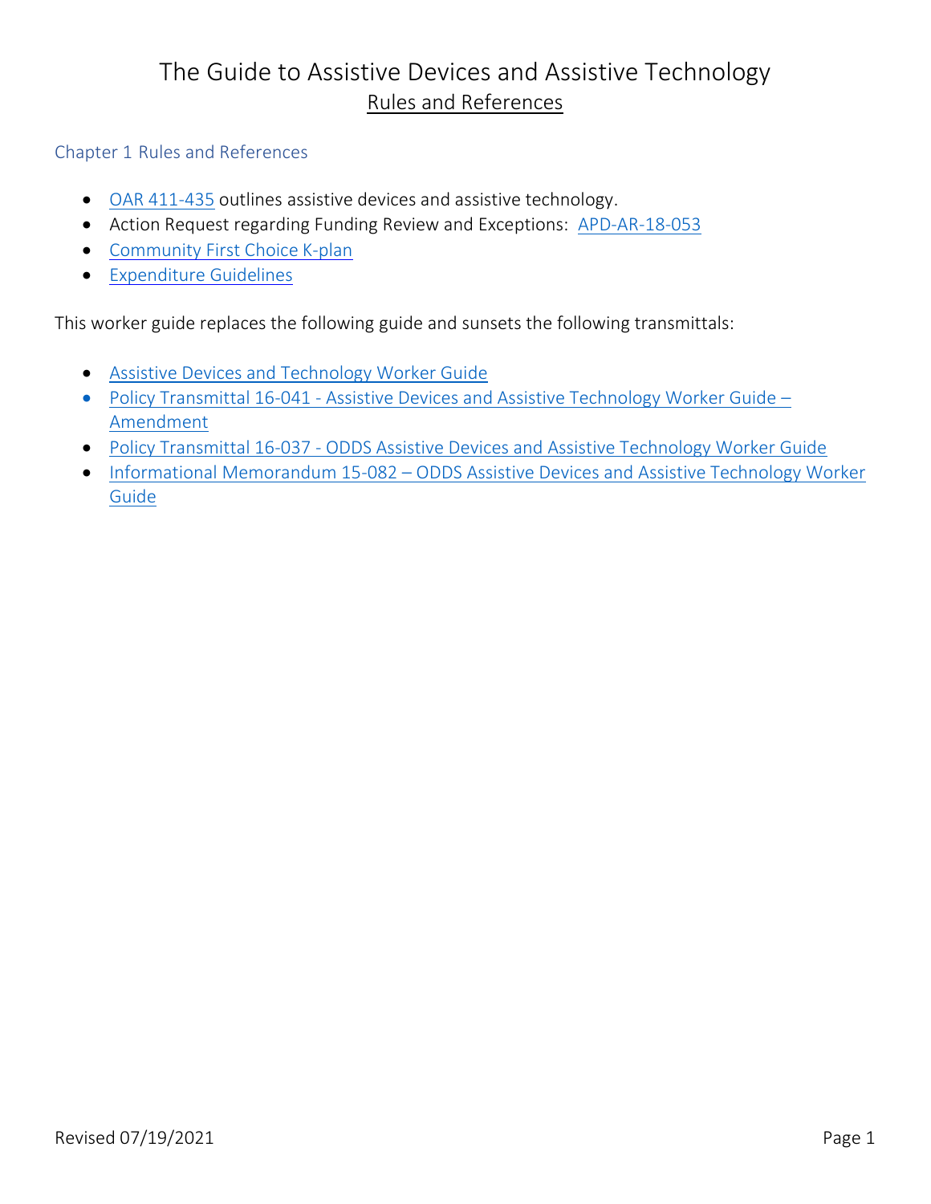# The Guide to Assistive Devices and Assistive Technology

## Rules and References

### Chapter 1 Rules and References

- OAR 411-435 outlines assistive devices and assistive technology.
- Action Request regarding Funding Review and Exceptions: APD-AR-18-053
- Community First Choice K-plan
- Expenditure Guidelines

This worker guide replaces the following guide and sunsets the following transmittals:

- Assistive Devices and Technology Worker Guide
- Policy Transmittal 16-041 - Assistive Devices and Assistive Technology Worker Guide – Amendment
- Policy Transmittal 16-037 - ODDS Assistive Devices and Assistive Technology Worker Guide
- Informational Memorandum 15-082 – ODDS Assistive Devices and Assistive Technology Worker Guide

Revised 07/19/2021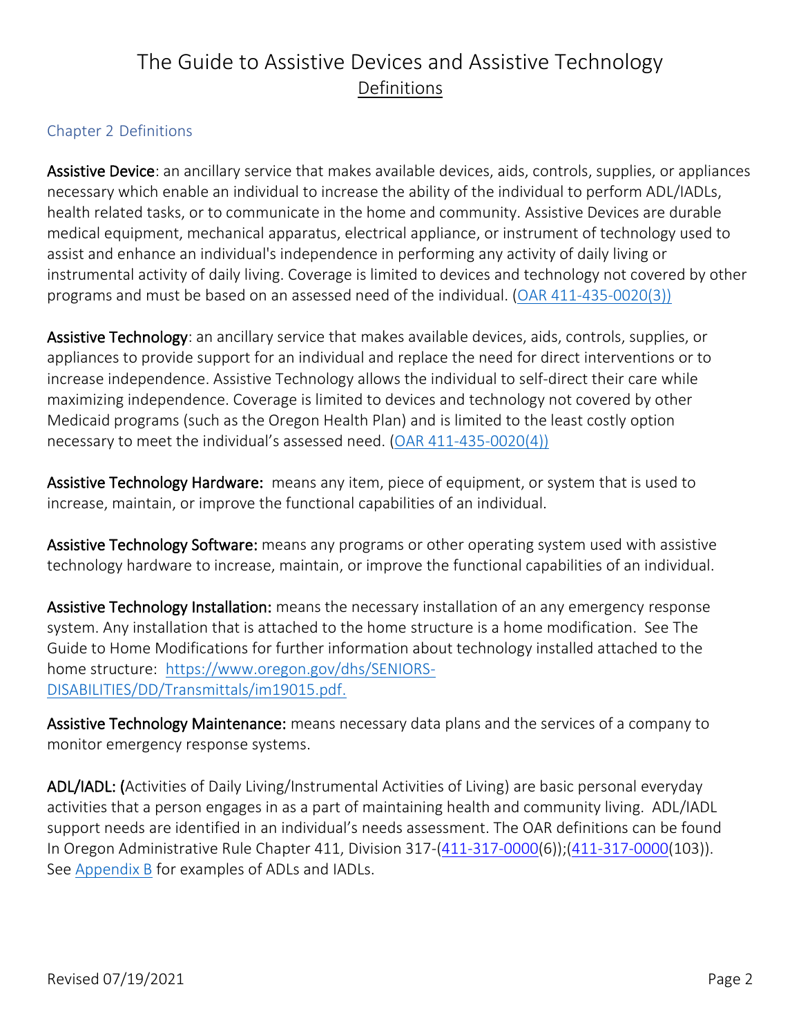# The Guide to Assistive Devices and Assistive Technology

## Definitions

### Chapter 2 Definitions

**Assistive Device**: an ancillary service that makes available devices, aids, controls, supplies, or appliances necessary which enable an individual to increase the ability of the individual to perform ADL/IADLs, health related tasks, or to communicate in the home and community. Assistive Devices are durable medical equipment, mechanical apparatus, electrical appliance, or instrument of technology used to assist and enhance an individual's independence in performing any activity of daily living or instrumental activity of daily living. Coverage is limited to devices and technology not covered by other programs and must be based on an assessed need of the individual. (OAR 411-435-0020(3))

**Assistive Technology**: an ancillary service that makes available devices, aids, controls, supplies, or appliances to provide support for an individual and replace the need for direct interventions or to increase independence. Assistive Technology allows the individual to self-direct their care while maximizing independence. Coverage is limited to devices and technology not covered by other Medicaid programs (such as the Oregon Health Plan) and is limited to the least costly option necessary to meet the individual's assessed need. (OAR 411-435-0020(4))

**Assistive Technology Hardware:** means any item, piece of equipment, or system that is used to increase, maintain, or improve the functional capabilities of an individual.

**Assistive Technology Software:** means any programs or other operating system used with assistive technology hardware to increase, maintain, or improve the functional capabilities of an individual.

**Assistive Technology Installation:** means the necessary installation of an any emergency response system. Any installation that is attached to the home structure is a home modification. See The Guide to Home Modifications for further information about technology installed attached to the home structure: https://www.oregon.gov/dhs/SENIORS-DISABILITIES/DD/Transmittals/im19015.pdf.

**Assistive Technology Maintenance:** means necessary data plans and the services of a company to monitor emergency response systems.

**ADL/IADL:** (Activities of Daily Living/Instrumental Activities of Living) are basic personal everyday activities that a person engages in as a part of maintaining health and community living. ADL/IADL support needs are identified in an individual's needs assessment. The OAR definitions can be found In Oregon Administrative Rule Chapter 411, Division 317-(411-317-0000(6));(411-317-0000(103)). See Appendix B for examples of ADLs and IADLs.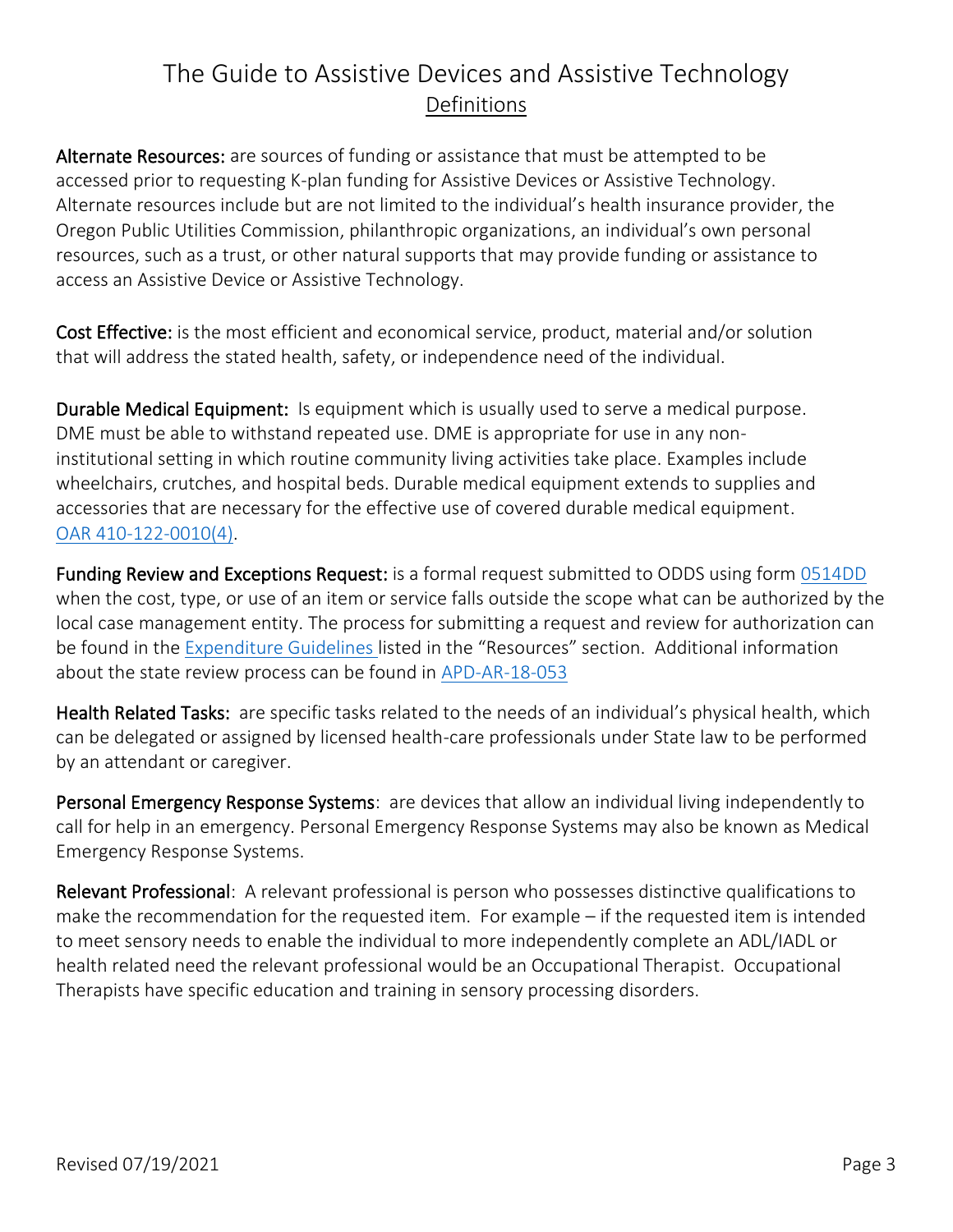# The Guide to Assistive Devices and Assistive Technology

## Definitions

**Alternate Resources:** are sources of funding or assistance that must be attempted to be accessed prior to requesting K-plan funding for Assistive Devices or Assistive Technology. Alternate resources include but are not limited to the individual's health insurance provider, the Oregon Public Utilities Commission, philanthropic organizations, an individual's own personal resources, such as a trust, or other natural supports that may provide funding or assistance to access an Assistive Device or Assistive Technology.

**Cost Effective:** is the most efficient and economical service, product, material and/or solution that will address the stated health, safety, or independence need of the individual.

**Durable Medical Equipment:** Is equipment which is usually used to serve a medical purpose. DME must be able to withstand repeated use. DME is appropriate for use in any non-institutional setting in which routine community living activities take place. Examples include wheelchairs, crutches, and hospital beds. Durable medical equipment extends to supplies and accessories that are necessary for the effective use of covered durable medical equipment. OAR 410-122-0010(4).

**Funding Review and Exceptions Request:** is a formal request submitted to ODDS using form 0514DD when the cost, type, or use of an item or service falls outside the scope what can be authorized by the local case management entity. The process for submitting a request and review for authorization can be found in the Expenditure Guidelines listed in the "Resources" section. Additional information about the state review process can be found in APD-AR-18-053

**Health Related Tasks:** are specific tasks related to the needs of an individual's physical health, which can be delegated or assigned by licensed health-care professionals under State law to be performed by an attendant or caregiver.

**Personal Emergency Response Systems**: are devices that allow an individual living independently to call for help in an emergency. Personal Emergency Response Systems may also be known as Medical Emergency Response Systems.

**Relevant Professional**: A relevant professional is person who possesses distinctive qualifications to make the recommendation for the requested item. For example – if the requested item is intended to meet sensory needs to enable the individual to more independently complete an ADL/IADL or health related need the relevant professional would be an Occupational Therapist. Occupational Therapists have specific education and training in sensory processing disorders.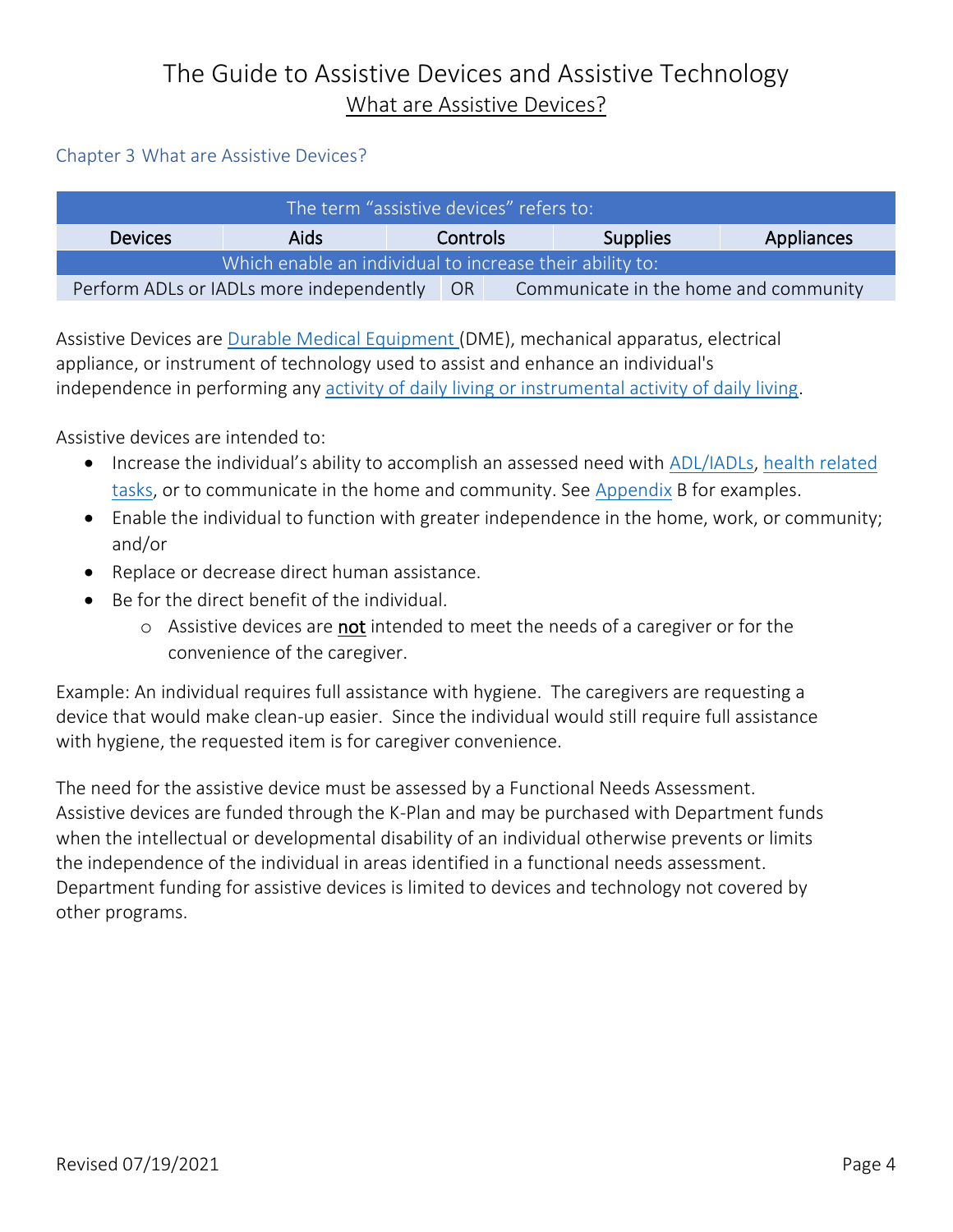# The Guide to Assistive Devices and Assistive Technology

## What are Assistive Devices?

### Chapter 3 What are Assistive Devices?

| The term "assistive devices" refers to: | | | | |
|---|---|---|---|---|
| Devices | Aids | Controls | Supplies | Appliances |
| Which enable an individual to increase their ability to: | | | | |
| Perform ADLs or IADLs more independently | OR | Communicate in the home and community | | |

Assistive Devices are Durable Medical Equipment (DME), mechanical apparatus, electrical appliance, or instrument of technology used to assist and enhance an individual's independence in performing any activity of daily living or instrumental activity of daily living.

Assistive devices are intended to:

- Increase the individual's ability to accomplish an assessed need with ADL/IADLs, health related tasks, or to communicate in the home and community. See Appendix B for examples.
- Enable the individual to function with greater independence in the home, work, or community; and/or
- Replace or decrease direct human assistance.
- Be for the direct benefit of the individual.
  - Assistive devices are **not** intended to meet the needs of a caregiver or for the convenience of the caregiver.

Example: An individual requires full assistance with hygiene. The caregivers are requesting a device that would make clean-up easier. Since the individual would still require full assistance with hygiene, the requested item is for caregiver convenience.

The need for the assistive device must be assessed by a Functional Needs Assessment. Assistive devices are funded through the K-Plan and may be purchased with Department funds when the intellectual or developmental disability of an individual otherwise prevents or limits the independence of the individual in areas identified in a functional needs assessment. Department funding for assistive devices is limited to devices and technology not covered by other programs.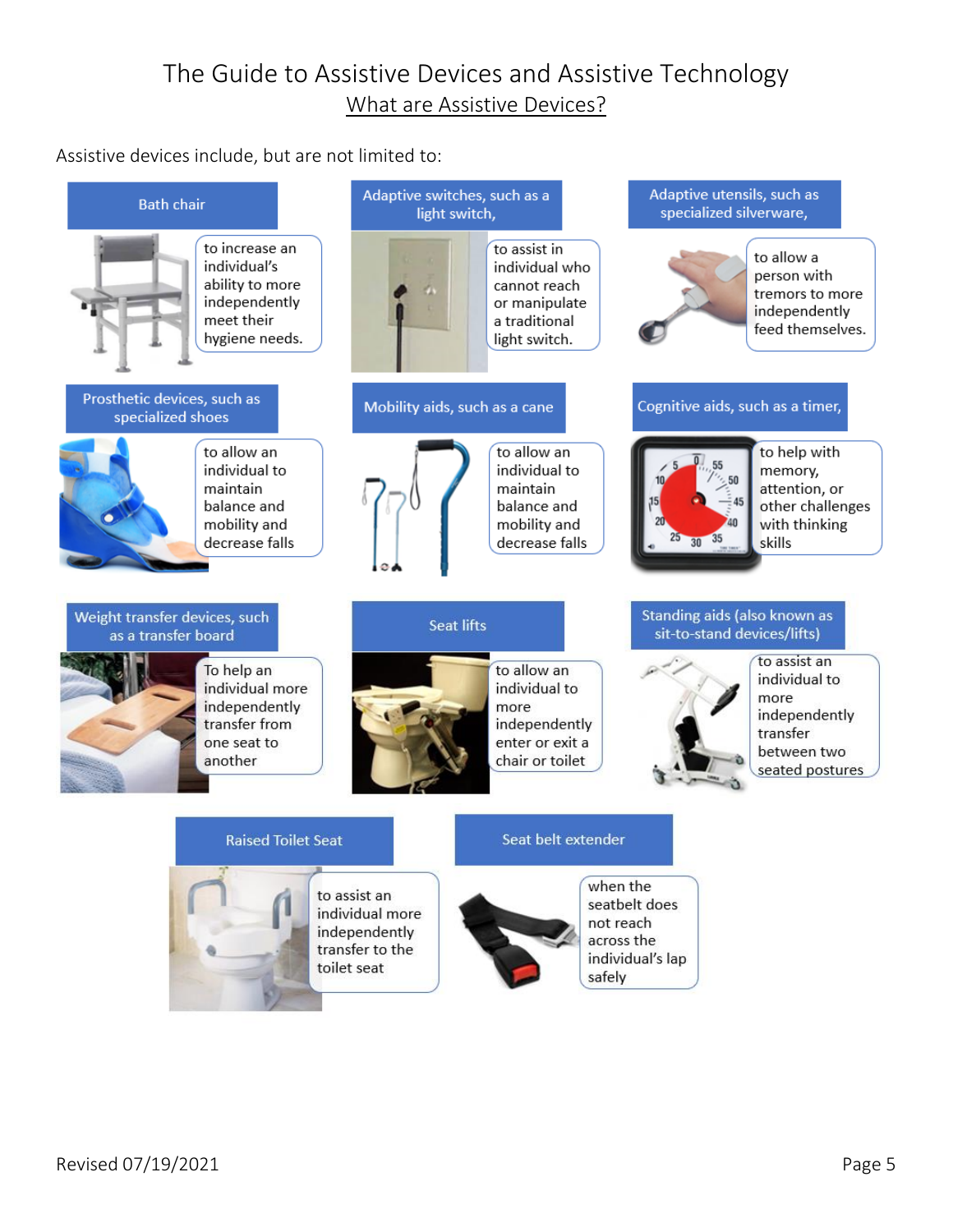# The Guide to Assistive Devices and Assistive Technology

## What are Assistive Devices?

Assistive devices include, but are not limited to:

**Bath chair**

to increase an individual's ability to more independently meet their hygiene needs.

**Adaptive switches, such as a light switch,**

to assist in individual who cannot reach or manipulate a traditional light switch.

**Adaptive utensils, such as specialized silverware,**

to allow a person with tremors to more independently feed themselves.

**Prosthetic devices, such as specialized shoes**

to allow an individual to maintain balance and mobility and decrease falls

**Mobility aids, such as a cane**

to allow an individual to maintain balance and mobility and decrease falls

**Cognitive aids, such as a timer,**

to help with memory, attention, or other challenges with thinking skills

**Weight transfer devices, such as a transfer board**

To help an individual more independently transfer from one seat to another

**Seat lifts**

to allow an individual to more independently enter or exit a chair or toilet

**Standing aids (also known as sit-to-stand devices/lifts)**

to assist an individual to more independently transfer between two seated postures

**Raised Toilet Seat**

to assist an individual more independently transfer to the toilet seat

**Seat belt extender**

when the seatbelt does not reach across the individual's lap safely

Revised 07/19/2021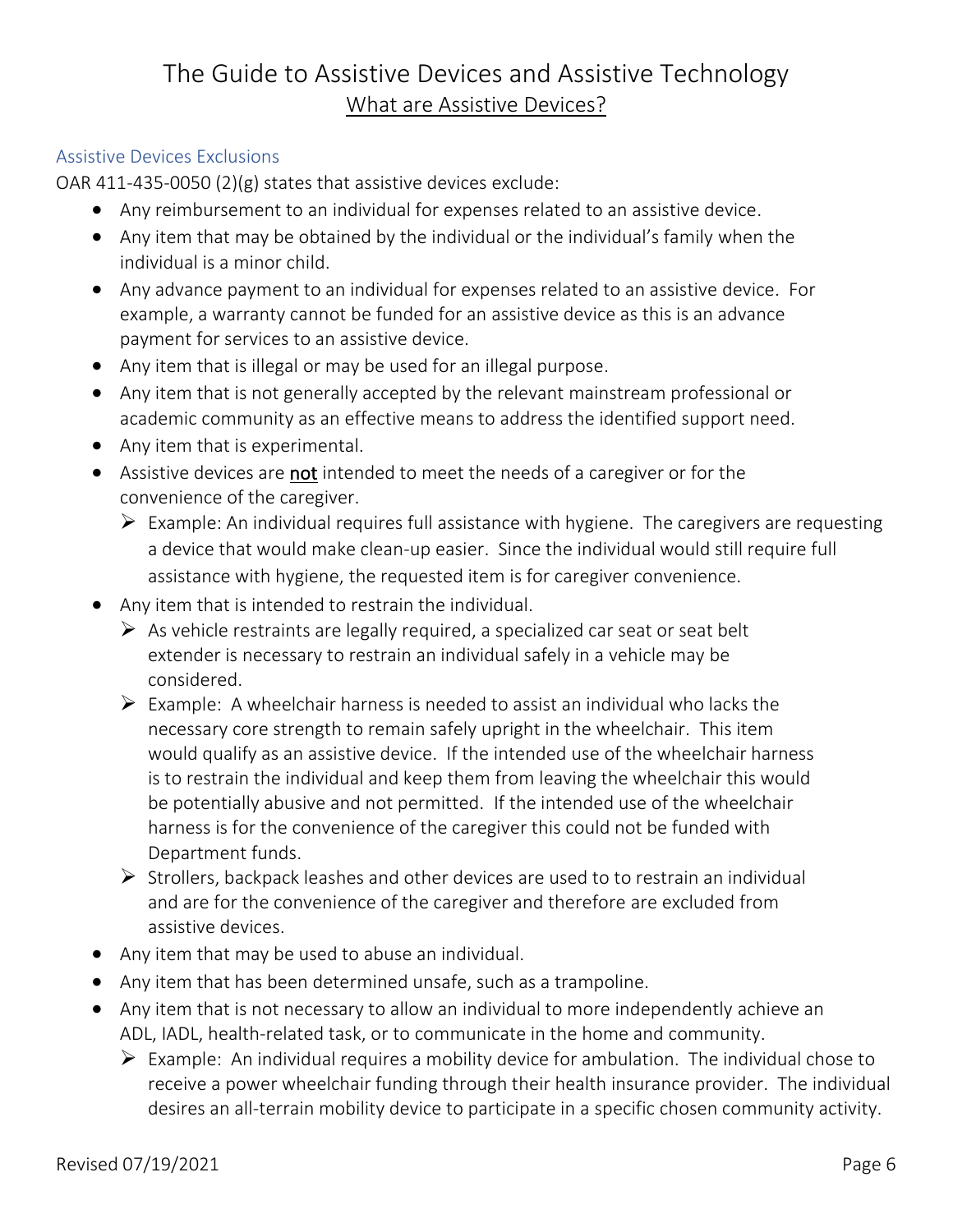# The Guide to Assistive Devices and Assistive Technology

## What are Assistive Devices?

### Assistive Devices Exclusions

OAR 411-435-0050 (2)(g) states that assistive devices exclude:

- Any reimbursement to an individual for expenses related to an assistive device.
- Any item that may be obtained by the individual or the individual's family when the individual is a minor child.
- Any advance payment to an individual for expenses related to an assistive device. For example, a warranty cannot be funded for an assistive device as this is an advance payment for services to an assistive device.
- Any item that is illegal or may be used for an illegal purpose.
- Any item that is not generally accepted by the relevant mainstream professional or academic community as an effective means to address the identified support need.
- Any item that is experimental.
- Assistive devices are **not** intended to meet the needs of a caregiver or for the convenience of the caregiver.
  - Example: An individual requires full assistance with hygiene. The caregivers are requesting a device that would make clean-up easier. Since the individual would still require full assistance with hygiene, the requested item is for caregiver convenience.
- Any item that is intended to restrain the individual.
  - As vehicle restraints are legally required, a specialized car seat or seat belt extender is necessary to restrain an individual safely in a vehicle may be considered.
  - Example: A wheelchair harness is needed to assist an individual who lacks the necessary core strength to remain safely upright in the wheelchair. This item would qualify as an assistive device. If the intended use of the wheelchair harness is to restrain the individual and keep them from leaving the wheelchair this would be potentially abusive and not permitted. If the intended use of the wheelchair harness is for the convenience of the caregiver this could not be funded with Department funds.
  - Strollers, backpack leashes and other devices are used to to restrain an individual and are for the convenience of the caregiver and therefore are excluded from assistive devices.
- Any item that may be used to abuse an individual.
- Any item that has been determined unsafe, such as a trampoline.
- Any item that is not necessary to allow an individual to more independently achieve an ADL, IADL, health-related task, or to communicate in the home and community.
  - Example: An individual requires a mobility device for ambulation. The individual chose to receive a power wheelchair funding through their health insurance provider. The individual desires an all-terrain mobility device to participate in a specific chosen community activity.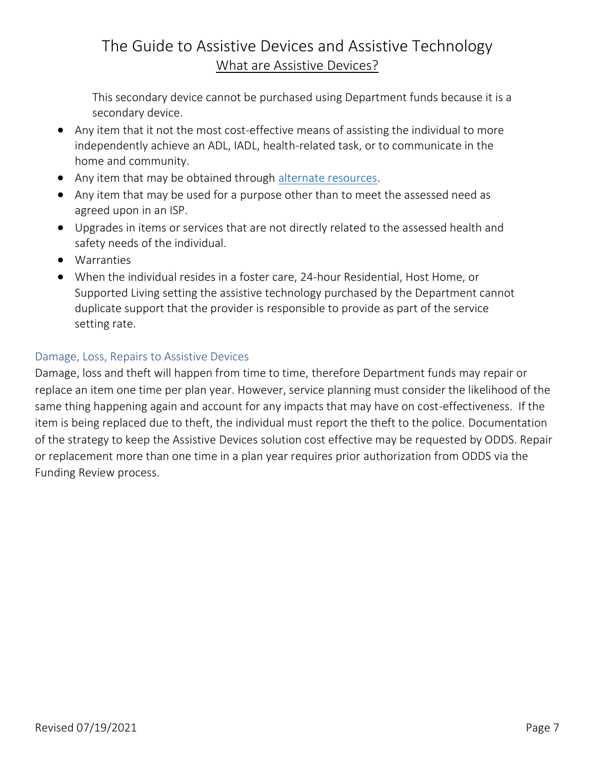This secondary device cannot be purchased using Department funds because it is a secondary device.

- Any item that it not the most cost-effective means of assisting the individual to more independently achieve an ADL, IADL, health-related task, or to communicate in the home and community.
- Any item that may be obtained through alternate resources.
- Any item that may be used for a purpose other than to meet the assessed need as agreed upon in an ISP.
- Upgrades in items or services that are not directly related to the assessed health and safety needs of the individual.
- Warranties
- When the individual resides in a foster care, 24-hour Residential, Host Home, or Supported Living setting the assistive technology purchased by the Department cannot duplicate support that the provider is responsible to provide as part of the service setting rate.

### Damage, Loss, Repairs to Assistive Devices

Damage, loss and theft will happen from time to time, therefore Department funds may repair or replace an item one time per plan year. However, service planning must consider the likelihood of the same thing happening again and account for any impacts that may have on cost-effectiveness. If the item is being replaced due to theft, the individual must report the theft to the police. Documentation of the strategy to keep the Assistive Devices solution cost effective may be requested by ODDS. Repair or replacement more than one time in a plan year requires prior authorization from ODDS via the Funding Review process.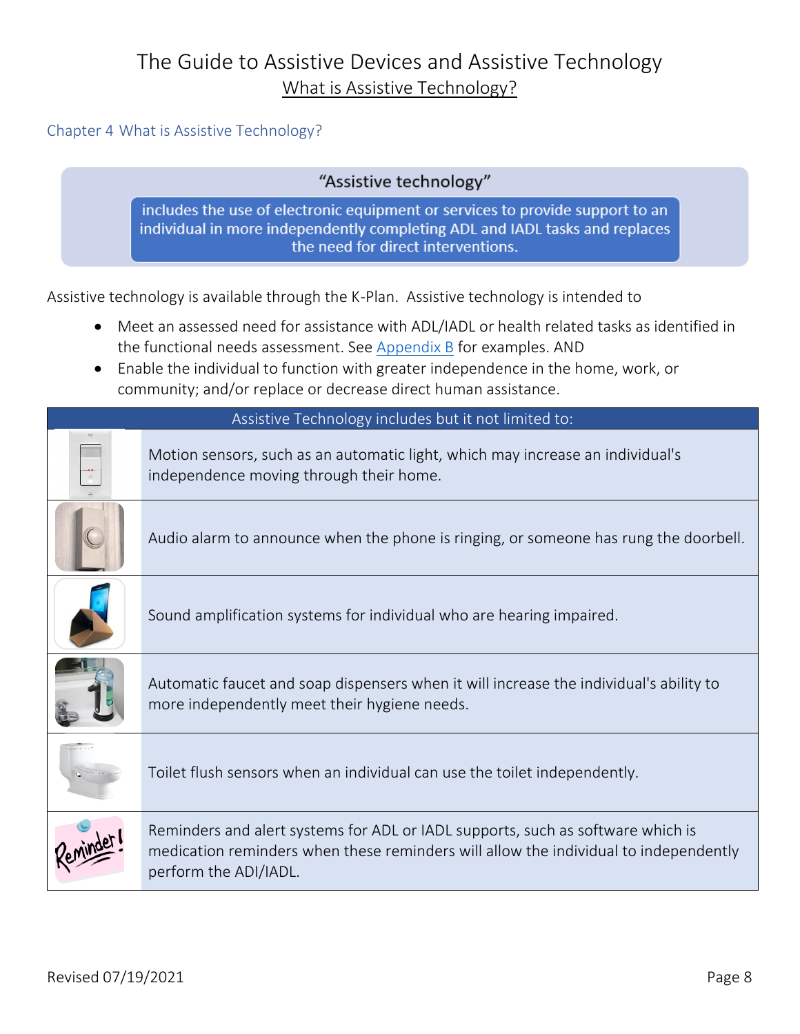# The Guide to Assistive Devices and Assistive Technology

## What is Assistive Technology?

### Chapter 4 What is Assistive Technology?

**"Assistive technology"**

includes the use of electronic equipment or services to provide support to an individual in more independently completing ADL and IADL tasks and replaces the need for direct interventions.

Assistive technology is available through the K-Plan. Assistive technology is intended to

- Meet an assessed need for assistance with ADL/IADL or health related tasks as identified in the functional needs assessment. See Appendix B for examples. AND
- Enable the individual to function with greater independence in the home, work, or community; and/or replace or decrease direct human assistance.

| | Assistive Technology includes but it not limited to: |
|---|---|
| | Motion sensors, such as an automatic light, which may increase an individual's independence moving through their home. |
| | Audio alarm to announce when the phone is ringing, or someone has rung the doorbell. |
| | Sound amplification systems for individual who are hearing impaired. |
| | Automatic faucet and soap dispensers when it will increase the individual's ability to more independently meet their hygiene needs. |
| | Toilet flush sensors when an individual can use the toilet independently. |
| | Reminders and alert systems for ADL or IADL supports, such as software which is medication reminders when these reminders will allow the individual to independently perform the ADI/IADL. |

Revised 07/19/2021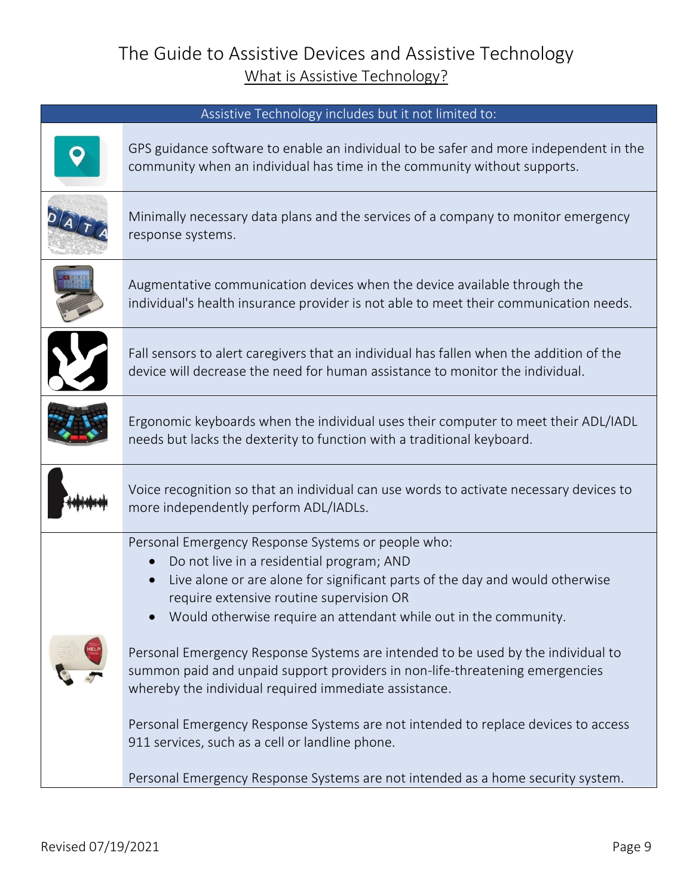# The Guide to Assistive Devices and Assistive Technology

## What is Assistive Technology?

| Assistive Technology includes but it not limited to: | |
|---|---|
| | GPS guidance software to enable an individual to be safer and more independent in the community when an individual has time in the community without supports. |
| | Minimally necessary data plans and the services of a company to monitor emergency response systems. |
| | Augmentative communication devices when the device available through the individual's health insurance provider is not able to meet their communication needs. |
| | Fall sensors to alert caregivers that an individual has fallen when the addition of the device will decrease the need for human assistance to monitor the individual. |
| | Ergonomic keyboards when the individual uses their computer to meet their ADL/IADL needs but lacks the dexterity to function with a traditional keyboard. |
| | Voice recognition so that an individual can use words to activate necessary devices to more independently perform ADL/IADLs. |
| | Personal Emergency Response Systems or people who:<br>• Do not live in a residential program; AND<br>• Live alone or are alone for significant parts of the day and would otherwise require extensive routine supervision OR<br>• Would otherwise require an attendant while out in the community.<br><br>Personal Emergency Response Systems are intended to be used by the individual to summon paid and unpaid support providers in non-life-threatening emergencies whereby the individual required immediate assistance.<br><br>Personal Emergency Response Systems are not intended to replace devices to access 911 services, such as a cell or landline phone.<br><br>Personal Emergency Response Systems are not intended as a home security system. |

Revised 07/19/2021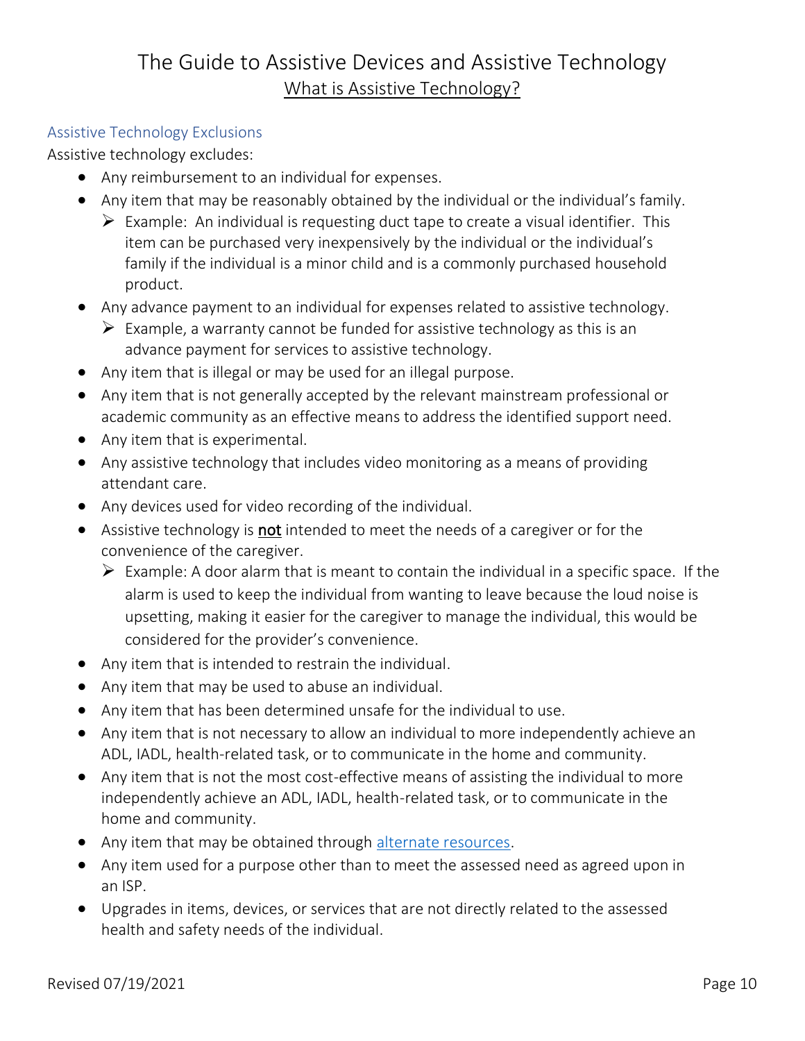# The Guide to Assistive Devices and Assistive Technology

## What is Assistive Technology?

### Assistive Technology Exclusions

Assistive technology excludes:

- Any reimbursement to an individual for expenses.
- Any item that may be reasonably obtained by the individual or the individual's family.
  - Example: An individual is requesting duct tape to create a visual identifier. This item can be purchased very inexpensively by the individual or the individual's family if the individual is a minor child and is a commonly purchased household product.
- Any advance payment to an individual for expenses related to assistive technology.
  - Example, a warranty cannot be funded for assistive technology as this is an advance payment for services to assistive technology.
- Any item that is illegal or may be used for an illegal purpose.
- Any item that is not generally accepted by the relevant mainstream professional or academic community as an effective means to address the identified support need.
- Any item that is experimental.
- Any assistive technology that includes video monitoring as a means of providing attendant care.
- Any devices used for video recording of the individual.
- Assistive technology is **not** intended to meet the needs of a caregiver or for the convenience of the caregiver.
  - Example: A door alarm that is meant to contain the individual in a specific space. If the alarm is used to keep the individual from wanting to leave because the loud noise is upsetting, making it easier for the caregiver to manage the individual, this would be considered for the provider's convenience.
- Any item that is intended to restrain the individual.
- Any item that may be used to abuse an individual.
- Any item that has been determined unsafe for the individual to use.
- Any item that is not necessary to allow an individual to more independently achieve an ADL, IADL, health-related task, or to communicate in the home and community.
- Any item that is not the most cost-effective means of assisting the individual to more independently achieve an ADL, IADL, health-related task, or to communicate in the home and community.
- Any item that may be obtained through alternate resources.
- Any item used for a purpose other than to meet the assessed need as agreed upon in an ISP.
- Upgrades in items, devices, or services that are not directly related to the assessed health and safety needs of the individual.

Revised 07/19/2021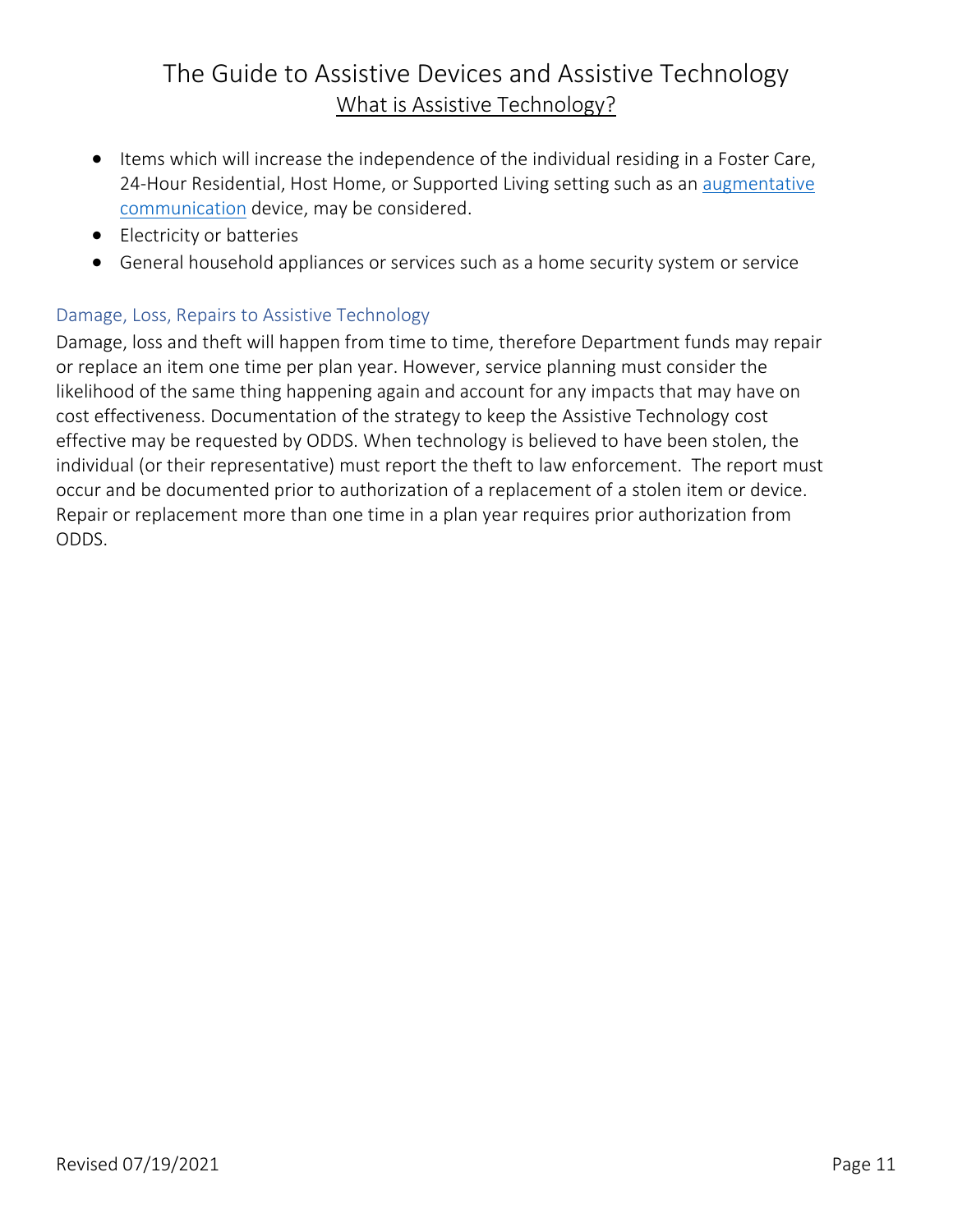- Items which will increase the independence of the individual residing in a Foster Care, 24-Hour Residential, Host Home, or Supported Living setting such as an augmentative communication device, may be considered.
- Electricity or batteries
- General household appliances or services such as a home security system or service

### Damage, Loss, Repairs to Assistive Technology

Damage, loss and theft will happen from time to time, therefore Department funds may repair or replace an item one time per plan year. However, service planning must consider the likelihood of the same thing happening again and account for any impacts that may have on cost effectiveness. Documentation of the strategy to keep the Assistive Technology cost effective may be requested by ODDS. When technology is believed to have been stolen, the individual (or their representative) must report the theft to law enforcement. The report must occur and be documented prior to authorization of a replacement of a stolen item or device. Repair or replacement more than one time in a plan year requires prior authorization from ODDS.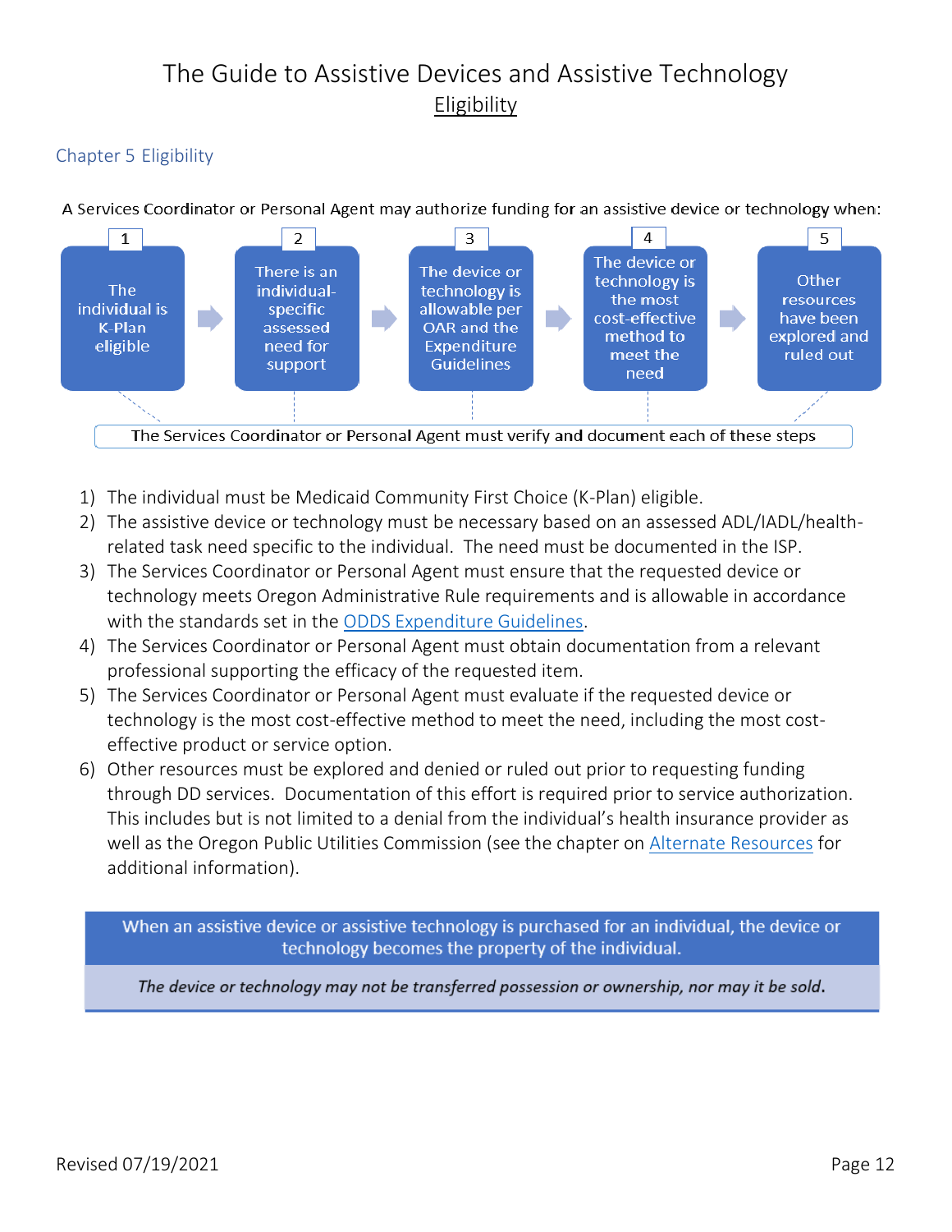## Chapter 5 Eligibility

A Services Coordinator or Personal Agent may authorize funding for an assistive device or technology when:

1. The individual is K-Plan eligible
2. There is an individual-specific assessed need for support
3. The device or technology is allowable per OAR and the Expenditure Guidelines
4. The device or technology is the most cost-effective method to meet the need
5. Other resources have been explored and ruled out

The Services Coordinator or Personal Agent must verify and document each of these steps

1) The individual must be Medicaid Community First Choice (K-Plan) eligible.
2) The assistive device or technology must be necessary based on an assessed ADL/IADL/health-related task need specific to the individual. The need must be documented in the ISP.
3) The Services Coordinator or Personal Agent must ensure that the requested device or technology meets Oregon Administrative Rule requirements and is allowable in accordance with the standards set in the [ODDS Expenditure Guidelines](#).
4) The Services Coordinator or Personal Agent must obtain documentation from a relevant professional supporting the efficacy of the requested item.
5) The Services Coordinator or Personal Agent must evaluate if the requested device or technology is the most cost-effective method to meet the need, including the most cost-effective product or service option.
6) Other resources must be explored and denied or ruled out prior to requesting funding through DD services. Documentation of this effort is required prior to service authorization. This includes but is not limited to a denial from the individual's health insurance provider as well as the Oregon Public Utilities Commission (see the chapter on [Alternate Resources](#) for additional information).

When an assistive device or assistive technology is purchased for an individual, the device or technology becomes the property of the individual.

*The device or technology may not be transferred possession or ownership, nor may it be sold.*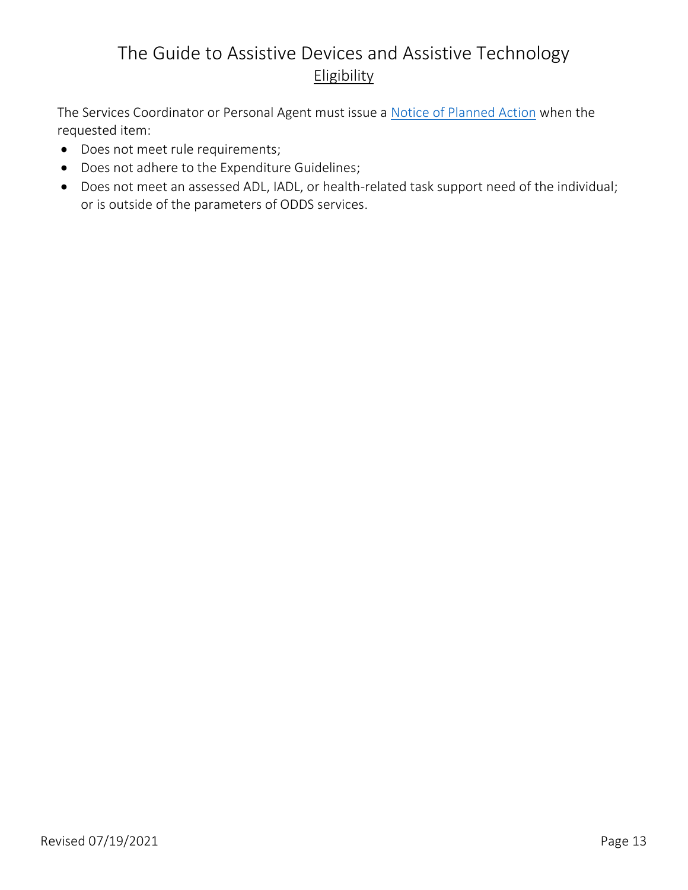## Eligibility

The Services Coordinator or Personal Agent must issue a Notice of Planned Action when the requested item:

- Does not meet rule requirements;
- Does not adhere to the Expenditure Guidelines;
- Does not meet an assessed ADL, IADL, or health-related task support need of the individual; or is outside of the parameters of ODDS services.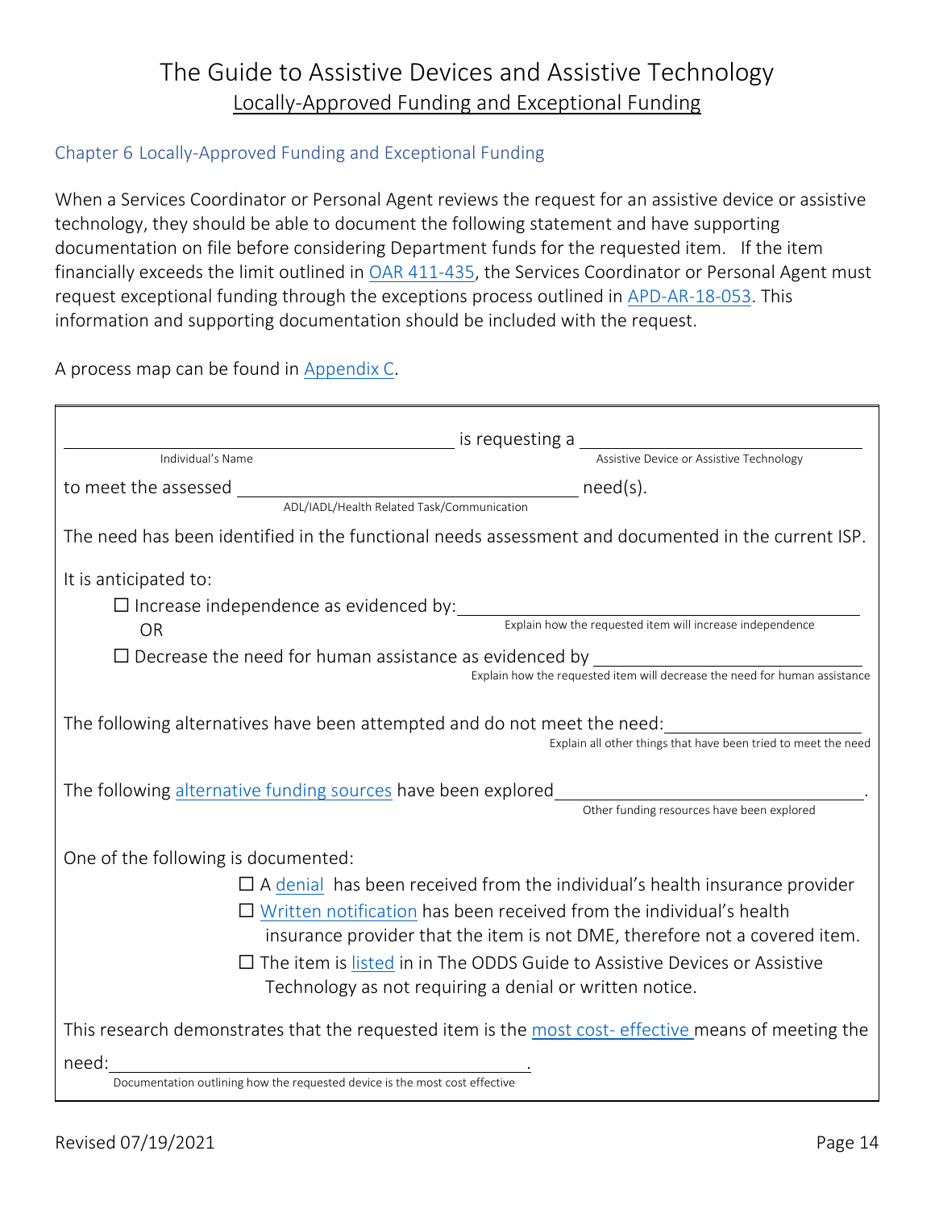## Chapter 6 Locally-Approved Funding and Exceptional Funding

When a Services Coordinator or Personal Agent reviews the request for an assistive device or assistive technology, they should be able to document the following statement and have supporting documentation on file before considering Department funds for the requested item. If the item financially exceeds the limit outlined in OAR 411-435, the Services Coordinator or Personal Agent must request exceptional funding through the exceptions process outlined in APD-AR-18-053. This information and supporting documentation should be included with the request.

A process map can be found in Appendix C.

______________________ is requesting a ______________________
(Individual's Name) (Assistive Device or Assistive Technology)

to meet the assessed ______________________ need(s).
(ADL/IADL/Health Related Task/Communication)

The need has been identified in the functional needs assessment and documented in the current ISP.

It is anticipated to:

☐ Increase independence as evidenced by: ______________________
(Explain how the requested item will increase independence)

OR

☐ Decrease the need for human assistance as evidenced by ______________________
(Explain how the requested item will decrease the need for human assistance)

The following alternatives have been attempted and do not meet the need: ______________________
(Explain all other things that have been tried to meet the need)

The following alternative funding sources have been explored ______________________.
(Other funding resources have been explored)

One of the following is documented:

☐ A denial has been received from the individual's health insurance provider

☐ Written notification has been received from the individual's health insurance provider that the item is not DME, therefore not a covered item.

☐ The item is listed in in The ODDS Guide to Assistive Devices or Assistive Technology as not requiring a denial or written notice.

This research demonstrates that the requested item is the most cost- effective means of meeting the need: ______________________.
(Documentation outlining how the requested device is the most cost effective)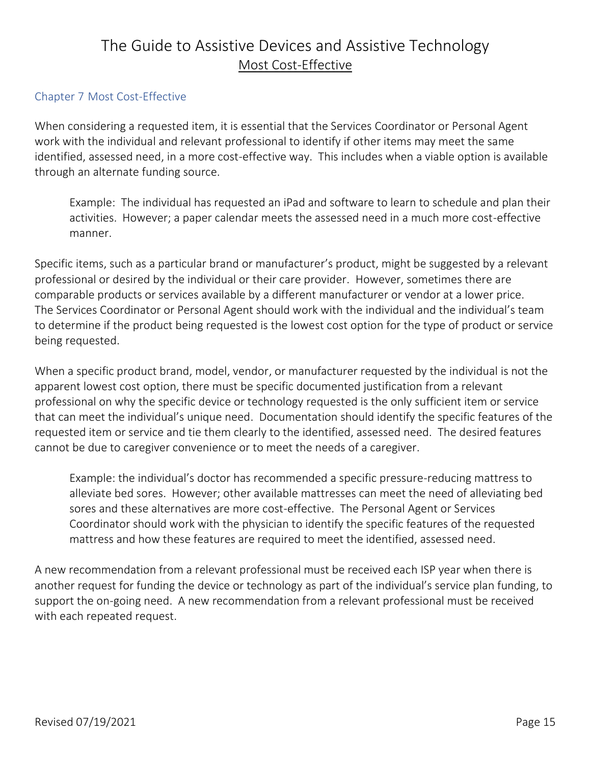## Chapter 7 Most Cost-Effective

When considering a requested item, it is essential that the Services Coordinator or Personal Agent work with the individual and relevant professional to identify if other items may meet the same identified, assessed need, in a more cost-effective way. This includes when a viable option is available through an alternate funding source.

> Example: The individual has requested an iPad and software to learn to schedule and plan their activities. However; a paper calendar meets the assessed need in a much more cost-effective manner.

Specific items, such as a particular brand or manufacturer's product, might be suggested by a relevant professional or desired by the individual or their care provider. However, sometimes there are comparable products or services available by a different manufacturer or vendor at a lower price. The Services Coordinator or Personal Agent should work with the individual and the individual's team to determine if the product being requested is the lowest cost option for the type of product or service being requested.

When a specific product brand, model, vendor, or manufacturer requested by the individual is not the apparent lowest cost option, there must be specific documented justification from a relevant professional on why the specific device or technology requested is the only sufficient item or service that can meet the individual's unique need. Documentation should identify the specific features of the requested item or service and tie them clearly to the identified, assessed need. The desired features cannot be due to caregiver convenience or to meet the needs of a caregiver.

> Example: the individual's doctor has recommended a specific pressure-reducing mattress to alleviate bed sores. However; other available mattresses can meet the need of alleviating bed sores and these alternatives are more cost-effective. The Personal Agent or Services Coordinator should work with the physician to identify the specific features of the requested mattress and how these features are required to meet the identified, assessed need.

A new recommendation from a relevant professional must be received each ISP year when there is another request for funding the device or technology as part of the individual's service plan funding, to support the on-going need. A new recommendation from a relevant professional must be received with each repeated request.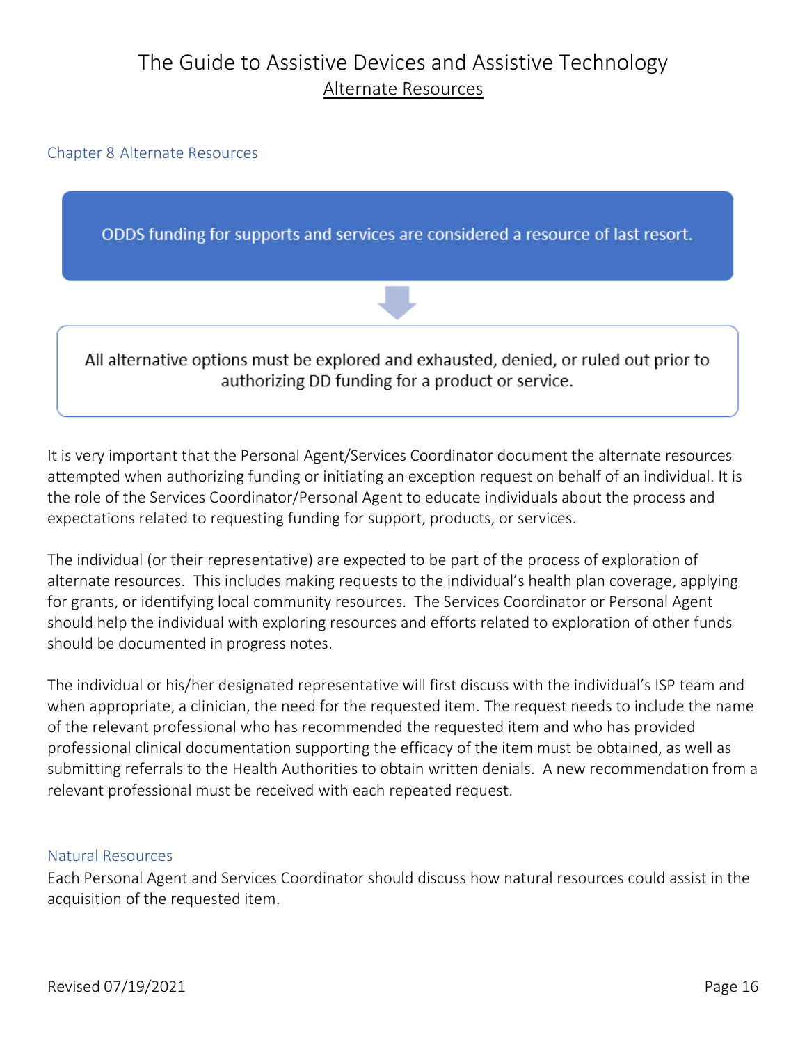## Chapter 8 Alternate Resources

ODDS funding for supports and services are considered a resource of last resort.

All alternative options must be explored and exhausted, denied, or ruled out prior to authorizing DD funding for a product or service.

It is very important that the Personal Agent/Services Coordinator document the alternate resources attempted when authorizing funding or initiating an exception request on behalf of an individual. It is the role of the Services Coordinator/Personal Agent to educate individuals about the process and expectations related to requesting funding for support, products, or services.

The individual (or their representative) are expected to be part of the process of exploration of alternate resources. This includes making requests to the individual's health plan coverage, applying for grants, or identifying local community resources. The Services Coordinator or Personal Agent should help the individual with exploring resources and efforts related to exploration of other funds should be documented in progress notes.

The individual or his/her designated representative will first discuss with the individual's ISP team and when appropriate, a clinician, the need for the requested item. The request needs to include the name of the relevant professional who has recommended the requested item and who has provided professional clinical documentation supporting the efficacy of the item must be obtained, as well as submitting referrals to the Health Authorities to obtain written denials. A new recommendation from a relevant professional must be received with each repeated request.

### Natural Resources

Each Personal Agent and Services Coordinator should discuss how natural resources could assist in the acquisition of the requested item.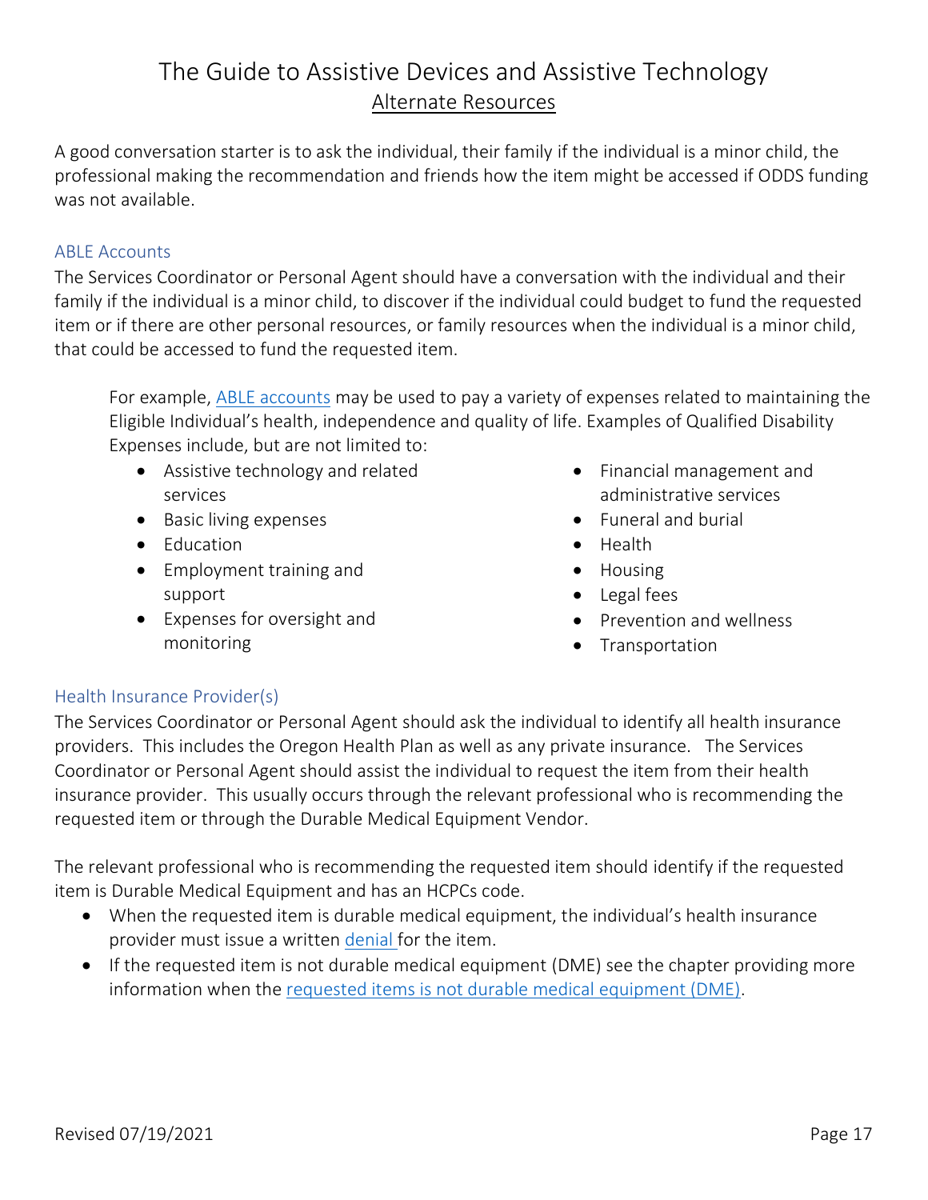# The Guide to Assistive Devices and Assistive Technology

## Alternate Resources

A good conversation starter is to ask the individual, their family if the individual is a minor child, the professional making the recommendation and friends how the item might be accessed if ODDS funding was not available.

### ABLE Accounts

The Services Coordinator or Personal Agent should have a conversation with the individual and their family if the individual is a minor child, to discover if the individual could budget to fund the requested item or if there are other personal resources, or family resources when the individual is a minor child, that could be accessed to fund the requested item.

For example, ABLE accounts may be used to pay a variety of expenses related to maintaining the Eligible Individual's health, independence and quality of life. Examples of Qualified Disability Expenses include, but are not limited to:

- Assistive technology and related services
- Basic living expenses
- Education
- Employment training and support
- Expenses for oversight and monitoring
- Financial management and administrative services
- Funeral and burial
- Health
- Housing
- Legal fees
- Prevention and wellness
- Transportation

### Health Insurance Provider(s)

The Services Coordinator or Personal Agent should ask the individual to identify all health insurance providers. This includes the Oregon Health Plan as well as any private insurance. The Services Coordinator or Personal Agent should assist the individual to request the item from their health insurance provider. This usually occurs through the relevant professional who is recommending the requested item or through the Durable Medical Equipment Vendor.

The relevant professional who is recommending the requested item should identify if the requested item is Durable Medical Equipment and has an HCPCs code.

- When the requested item is durable medical equipment, the individual's health insurance provider must issue a written denial for the item.
- If the requested item is not durable medical equipment (DME) see the chapter providing more information when the requested items is not durable medical equipment (DME).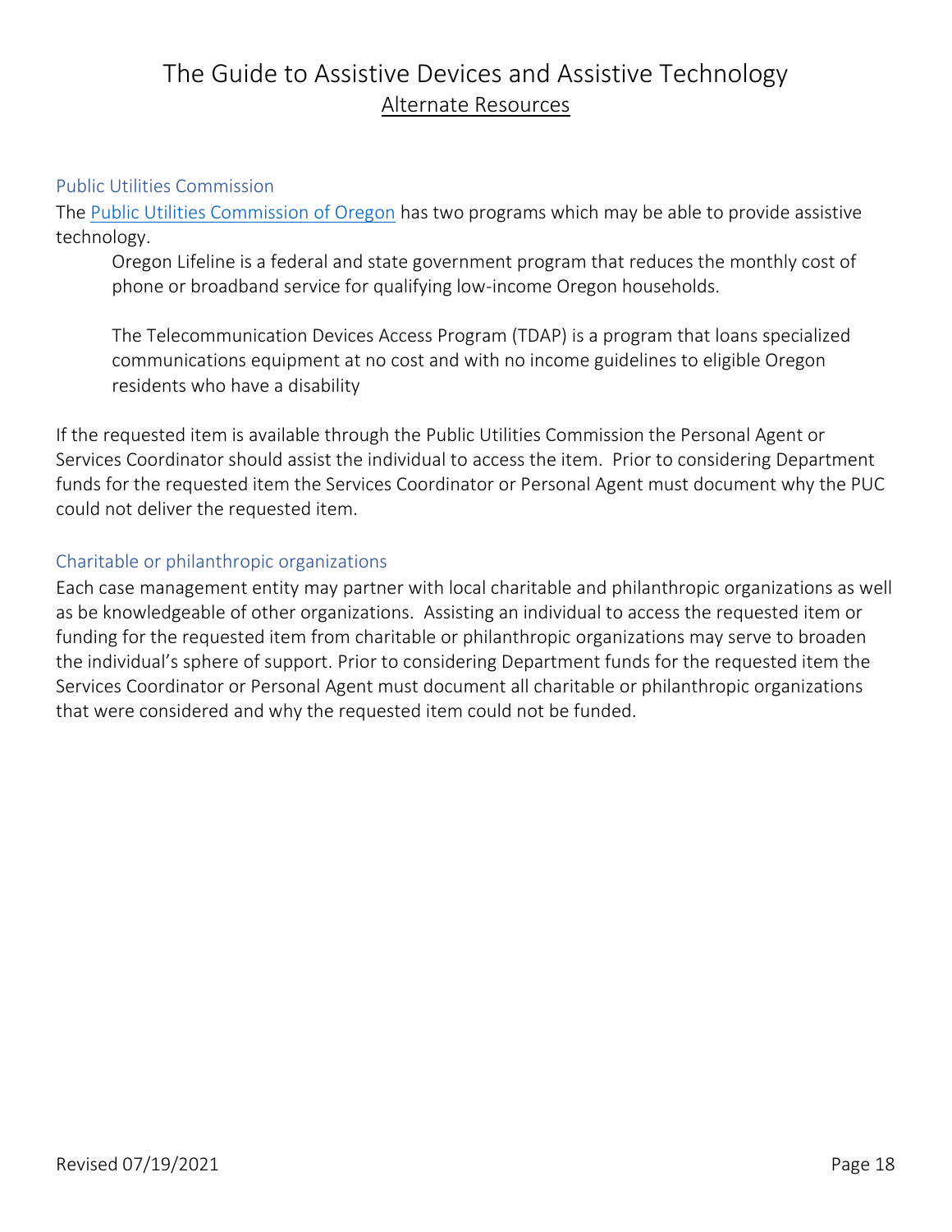## Public Utilities Commission

The [Public Utilities Commission of Oregon](Public Utilities Commission of Oregon) has two programs which may be able to provide assistive technology.

> Oregon Lifeline is a federal and state government program that reduces the monthly cost of phone or broadband service for qualifying low-income Oregon households.
>
> The Telecommunication Devices Access Program (TDAP) is a program that loans specialized communications equipment at no cost and with no income guidelines to eligible Oregon residents who have a disability

If the requested item is available through the Public Utilities Commission the Personal Agent or Services Coordinator should assist the individual to access the item. Prior to considering Department funds for the requested item the Services Coordinator or Personal Agent must document why the PUC could not deliver the requested item.

## Charitable or philanthropic organizations

Each case management entity may partner with local charitable and philanthropic organizations as well as be knowledgeable of other organizations. Assisting an individual to access the requested item or funding for the requested item from charitable or philanthropic organizations may serve to broaden the individual's sphere of support. Prior to considering Department funds for the requested item the Services Coordinator or Personal Agent must document all charitable or philanthropic organizations that were considered and why the requested item could not be funded.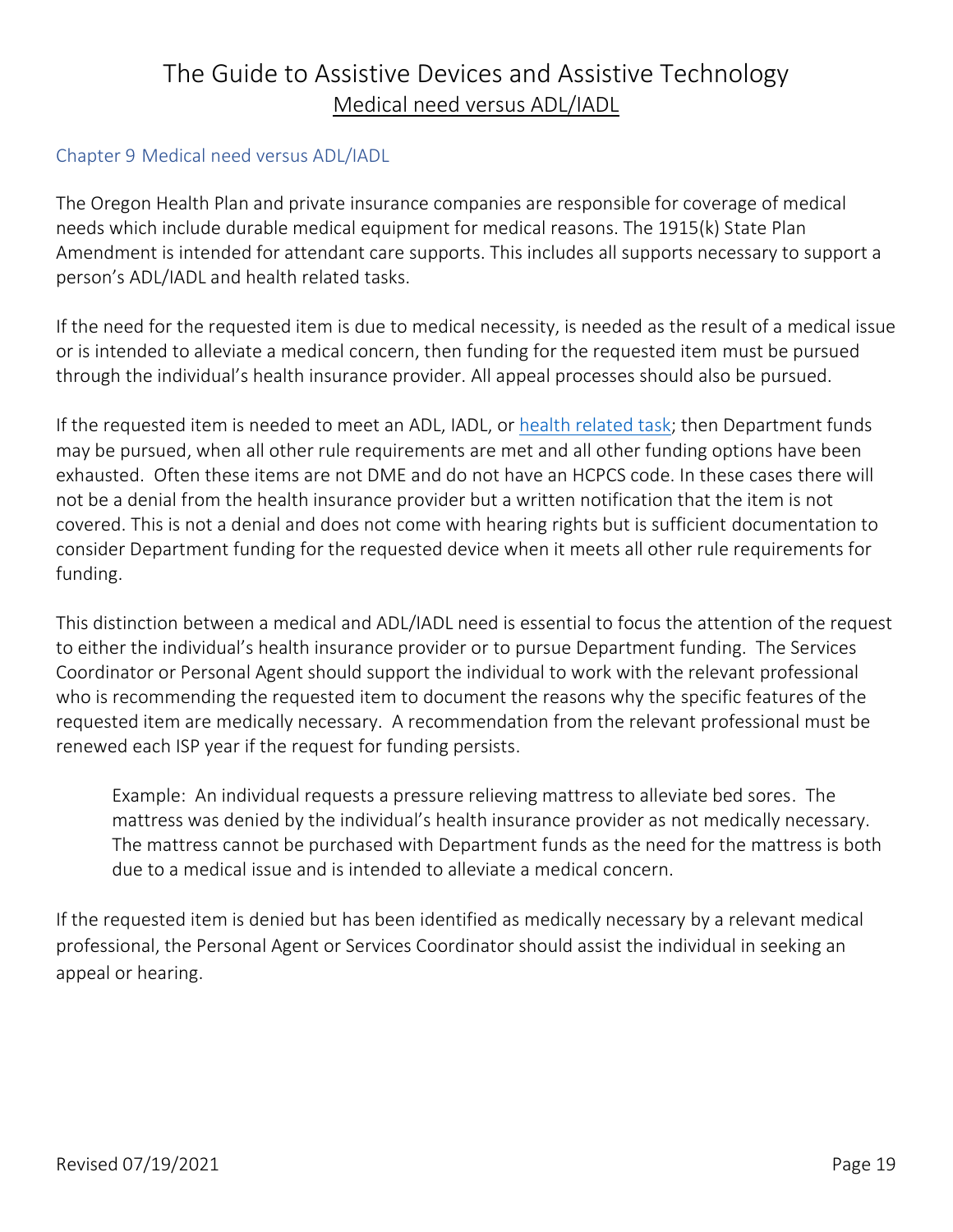## Chapter 9 Medical need versus ADL/IADL

The Oregon Health Plan and private insurance companies are responsible for coverage of medical needs which include durable medical equipment for medical reasons. The 1915(k) State Plan Amendment is intended for attendant care supports. This includes all supports necessary to support a person's ADL/IADL and health related tasks.

If the need for the requested item is due to medical necessity, is needed as the result of a medical issue or is intended to alleviate a medical concern, then funding for the requested item must be pursued through the individual's health insurance provider. All appeal processes should also be pursued.

If the requested item is needed to meet an ADL, IADL, or health related task; then Department funds may be pursued, when all other rule requirements are met and all other funding options have been exhausted. Often these items are not DME and do not have an HCPCS code. In these cases there will not be a denial from the health insurance provider but a written notification that the item is not covered. This is not a denial and does not come with hearing rights but is sufficient documentation to consider Department funding for the requested device when it meets all other rule requirements for funding.

This distinction between a medical and ADL/IADL need is essential to focus the attention of the request to either the individual's health insurance provider or to pursue Department funding. The Services Coordinator or Personal Agent should support the individual to work with the relevant professional who is recommending the requested item to document the reasons why the specific features of the requested item are medically necessary. A recommendation from the relevant professional must be renewed each ISP year if the request for funding persists.

> Example: An individual requests a pressure relieving mattress to alleviate bed sores. The mattress was denied by the individual's health insurance provider as not medically necessary. The mattress cannot be purchased with Department funds as the need for the mattress is both due to a medical issue and is intended to alleviate a medical concern.

If the requested item is denied but has been identified as medically necessary by a relevant medical professional, the Personal Agent or Services Coordinator should assist the individual in seeking an appeal or hearing.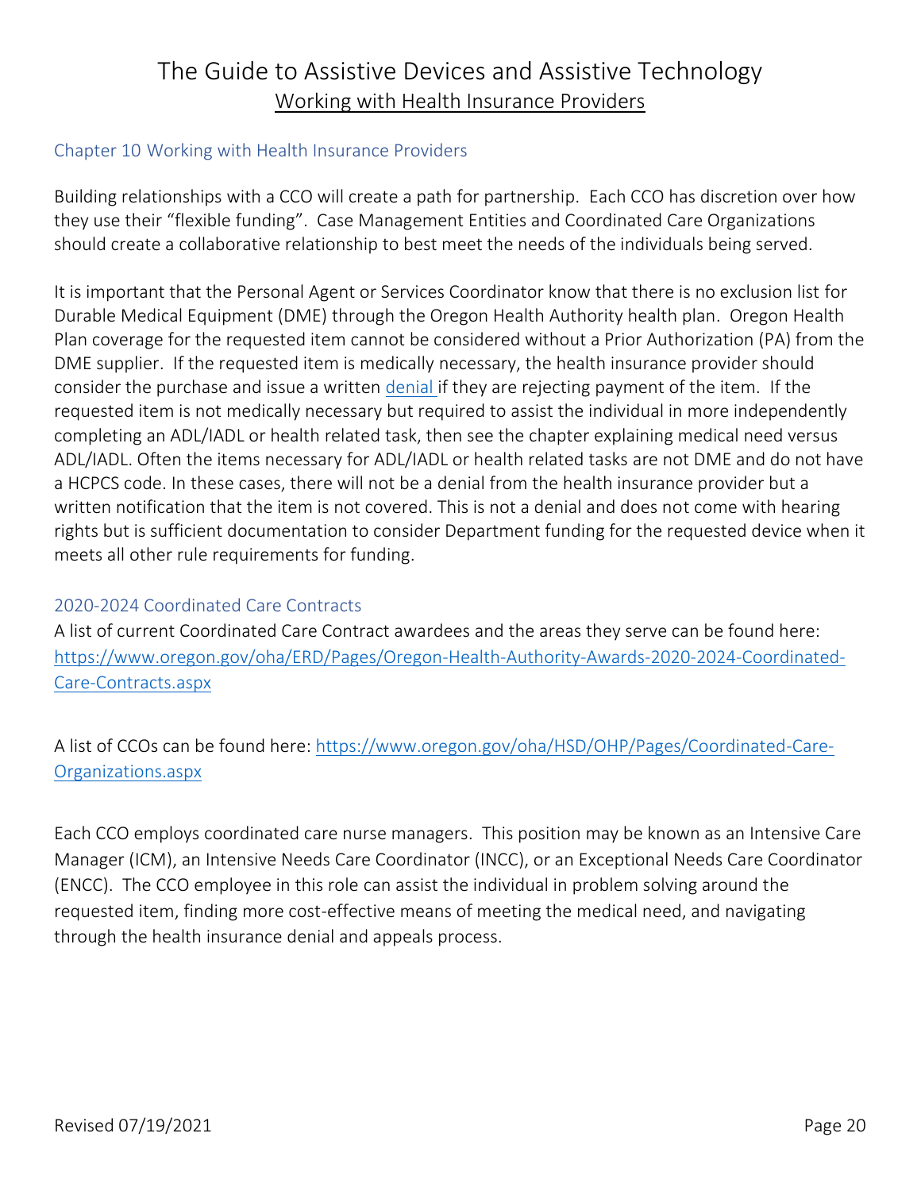## Chapter 10 Working with Health Insurance Providers

Building relationships with a CCO will create a path for partnership. Each CCO has discretion over how they use their "flexible funding". Case Management Entities and Coordinated Care Organizations should create a collaborative relationship to best meet the needs of the individuals being served.

It is important that the Personal Agent or Services Coordinator know that there is no exclusion list for Durable Medical Equipment (DME) through the Oregon Health Authority health plan. Oregon Health Plan coverage for the requested item cannot be considered without a Prior Authorization (PA) from the DME supplier. If the requested item is medically necessary, the health insurance provider should consider the purchase and issue a written denial if they are rejecting payment of the item. If the requested item is not medically necessary but required to assist the individual in more independently completing an ADL/IADL or health related task, then see the chapter explaining medical need versus ADL/IADL. Often the items necessary for ADL/IADL or health related tasks are not DME and do not have a HCPCS code. In these cases, there will not be a denial from the health insurance provider but a written notification that the item is not covered. This is not a denial and does not come with hearing rights but is sufficient documentation to consider Department funding for the requested device when it meets all other rule requirements for funding.

### 2020-2024 Coordinated Care Contracts

A list of current Coordinated Care Contract awardees and the areas they serve can be found here: https://www.oregon.gov/oha/ERD/Pages/Oregon-Health-Authority-Awards-2020-2024-Coordinated-Care-Contracts.aspx

A list of CCOs can be found here: https://www.oregon.gov/oha/HSD/OHP/Pages/Coordinated-Care-Organizations.aspx

Each CCO employs coordinated care nurse managers. This position may be known as an Intensive Care Manager (ICM), an Intensive Needs Care Coordinator (INCC), or an Exceptional Needs Care Coordinator (ENCC). The CCO employee in this role can assist the individual in problem solving around the requested item, finding more cost-effective means of meeting the medical need, and navigating through the health insurance denial and appeals process.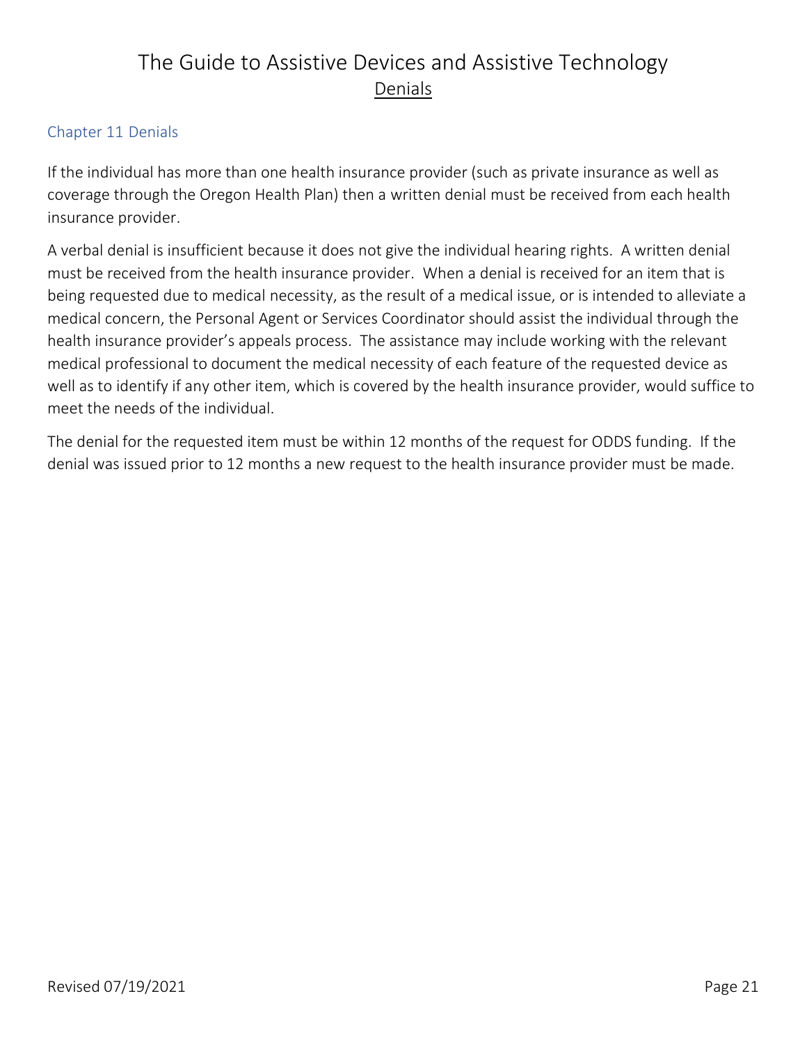## Chapter 11 Denials

If the individual has more than one health insurance provider (such as private insurance as well as coverage through the Oregon Health Plan) then a written denial must be received from each health insurance provider.

A verbal denial is insufficient because it does not give the individual hearing rights. A written denial must be received from the health insurance provider. When a denial is received for an item that is being requested due to medical necessity, as the result of a medical issue, or is intended to alleviate a medical concern, the Personal Agent or Services Coordinator should assist the individual through the health insurance provider's appeals process. The assistance may include working with the relevant medical professional to document the medical necessity of each feature of the requested device as well as to identify if any other item, which is covered by the health insurance provider, would suffice to meet the needs of the individual.

The denial for the requested item must be within 12 months of the request for ODDS funding. If the denial was issued prior to 12 months a new request to the health insurance provider must be made.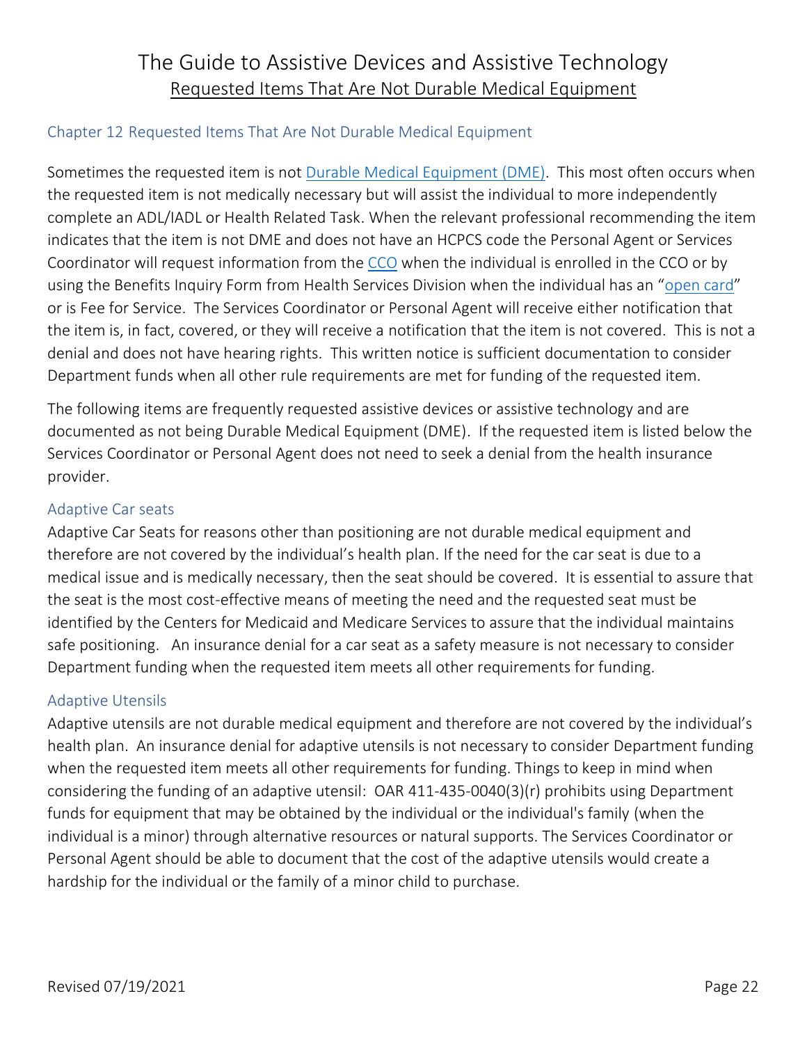## Chapter 12 Requested Items That Are Not Durable Medical Equipment

Sometimes the requested item is not Durable Medical Equipment (DME). This most often occurs when the requested item is not medically necessary but will assist the individual to more independently complete an ADL/IADL or Health Related Task. When the relevant professional recommending the item indicates that the item is not DME and does not have an HCPCS code the Personal Agent or Services Coordinator will request information from the CCO when the individual is enrolled in the CCO or by using the Benefits Inquiry Form from Health Services Division when the individual has an "open card" or is Fee for Service. The Services Coordinator or Personal Agent will receive either notification that the item is, in fact, covered, or they will receive a notification that the item is not covered. This is not a denial and does not have hearing rights. This written notice is sufficient documentation to consider Department funds when all other rule requirements are met for funding of the requested item.

The following items are frequently requested assistive devices or assistive technology and are documented as not being Durable Medical Equipment (DME). If the requested item is listed below the Services Coordinator or Personal Agent does not need to seek a denial from the health insurance provider.

### Adaptive Car seats

Adaptive Car Seats for reasons other than positioning are not durable medical equipment and therefore are not covered by the individual's health plan. If the need for the car seat is due to a medical issue and is medically necessary, then the seat should be covered. It is essential to assure that the seat is the most cost-effective means of meeting the need and the requested seat must be identified by the Centers for Medicaid and Medicare Services to assure that the individual maintains safe positioning. An insurance denial for a car seat as a safety measure is not necessary to consider Department funding when the requested item meets all other requirements for funding.

### Adaptive Utensils

Adaptive utensils are not durable medical equipment and therefore are not covered by the individual's health plan. An insurance denial for adaptive utensils is not necessary to consider Department funding when the requested item meets all other requirements for funding. Things to keep in mind when considering the funding of an adaptive utensil: OAR 411-435-0040(3)(r) prohibits using Department funds for equipment that may be obtained by the individual or the individual's family (when the individual is a minor) through alternative resources or natural supports. The Services Coordinator or Personal Agent should be able to document that the cost of the adaptive utensils would create a hardship for the individual or the family of a minor child to purchase.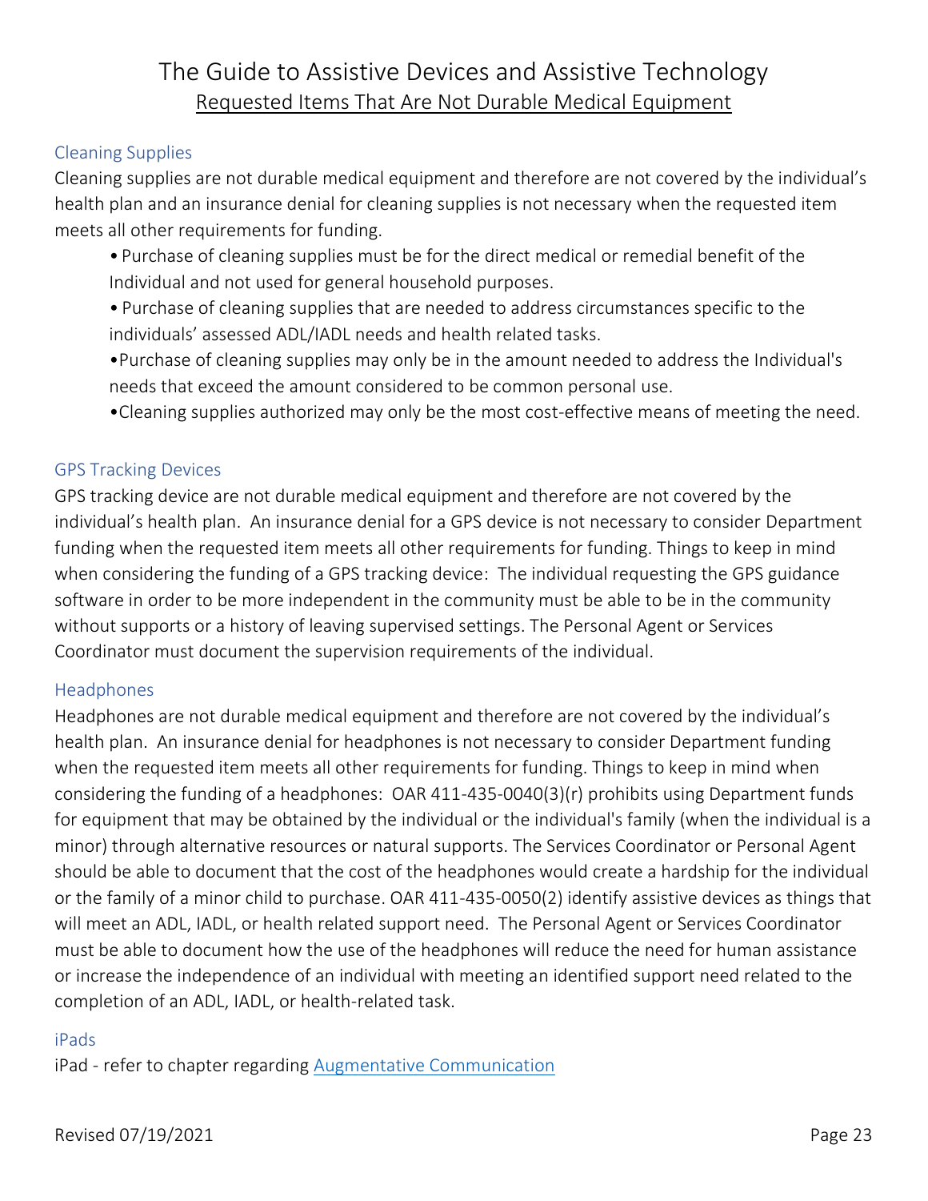## Cleaning Supplies

Cleaning supplies are not durable medical equipment and therefore are not covered by the individual's health plan and an insurance denial for cleaning supplies is not necessary when the requested item meets all other requirements for funding.

- Purchase of cleaning supplies must be for the direct medical or remedial benefit of the Individual and not used for general household purposes.
- Purchase of cleaning supplies that are needed to address circumstances specific to the individuals' assessed ADL/IADL needs and health related tasks.
- Purchase of cleaning supplies may only be in the amount needed to address the Individual's needs that exceed the amount considered to be common personal use.
- Cleaning supplies authorized may only be the most cost-effective means of meeting the need.

## GPS Tracking Devices

GPS tracking device are not durable medical equipment and therefore are not covered by the individual's health plan. An insurance denial for a GPS device is not necessary to consider Department funding when the requested item meets all other requirements for funding. Things to keep in mind when considering the funding of a GPS tracking device: The individual requesting the GPS guidance software in order to be more independent in the community must be able to be in the community without supports or a history of leaving supervised settings. The Personal Agent or Services Coordinator must document the supervision requirements of the individual.

## Headphones

Headphones are not durable medical equipment and therefore are not covered by the individual's health plan. An insurance denial for headphones is not necessary to consider Department funding when the requested item meets all other requirements for funding. Things to keep in mind when considering the funding of a headphones: OAR 411-435-0040(3)(r) prohibits using Department funds for equipment that may be obtained by the individual or the individual's family (when the individual is a minor) through alternative resources or natural supports. The Services Coordinator or Personal Agent should be able to document that the cost of the headphones would create a hardship for the individual or the family of a minor child to purchase. OAR 411-435-0050(2) identify assistive devices as things that will meet an ADL, IADL, or health related support need. The Personal Agent or Services Coordinator must be able to document how the use of the headphones will reduce the need for human assistance or increase the independence of an individual with meeting an identified support need related to the completion of an ADL, IADL, or health-related task.

## iPads

iPad - refer to chapter regarding Augmentative Communication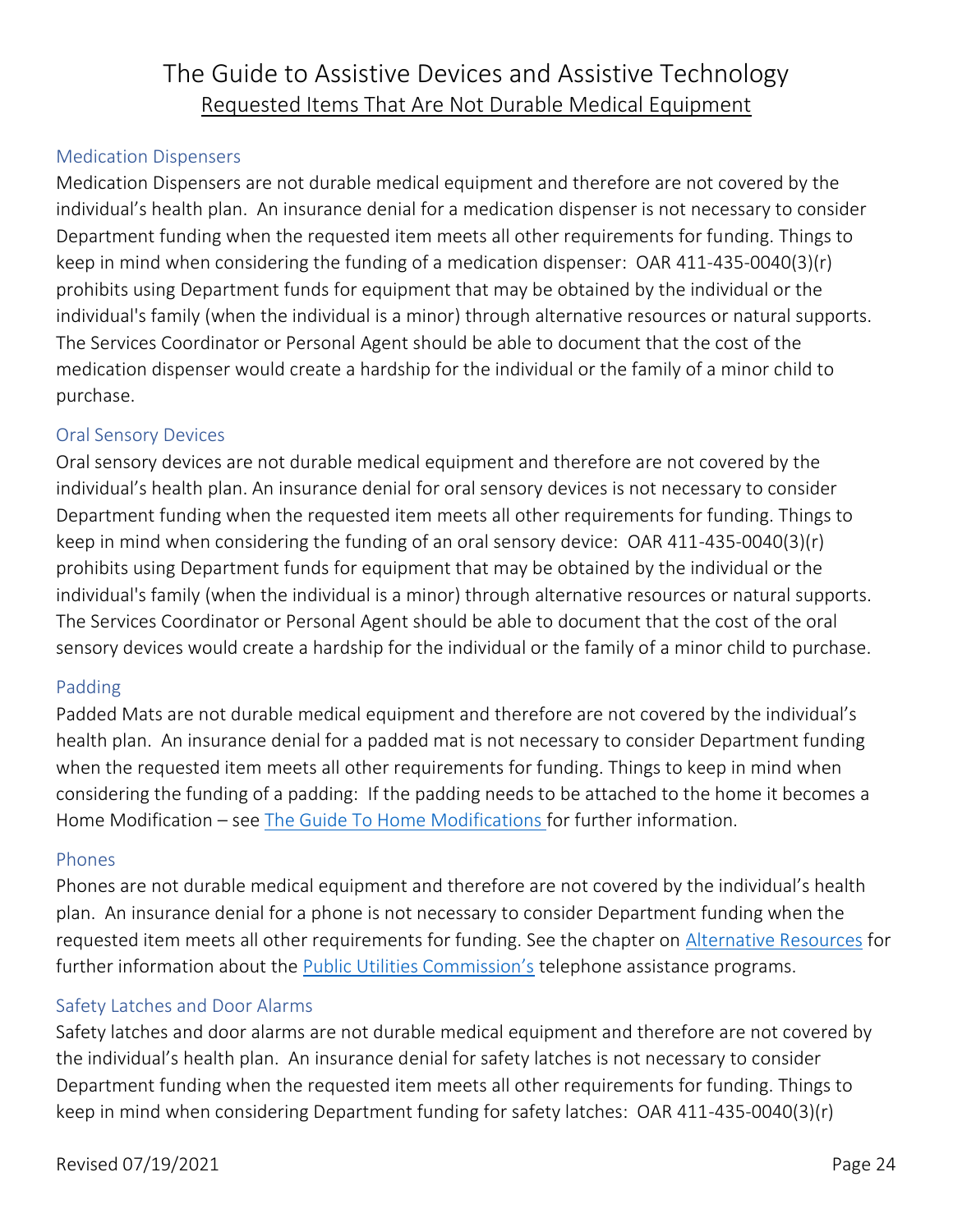### Medication Dispensers

Medication Dispensers are not durable medical equipment and therefore are not covered by the individual's health plan. An insurance denial for a medication dispenser is not necessary to consider Department funding when the requested item meets all other requirements for funding. Things to keep in mind when considering the funding of a medication dispenser: OAR 411-435-0040(3)(r) prohibits using Department funds for equipment that may be obtained by the individual or the individual's family (when the individual is a minor) through alternative resources or natural supports. The Services Coordinator or Personal Agent should be able to document that the cost of the medication dispenser would create a hardship for the individual or the family of a minor child to purchase.

### Oral Sensory Devices

Oral sensory devices are not durable medical equipment and therefore are not covered by the individual's health plan. An insurance denial for oral sensory devices is not necessary to consider Department funding when the requested item meets all other requirements for funding. Things to keep in mind when considering the funding of an oral sensory device: OAR 411-435-0040(3)(r) prohibits using Department funds for equipment that may be obtained by the individual or the individual's family (when the individual is a minor) through alternative resources or natural supports. The Services Coordinator or Personal Agent should be able to document that the cost of the oral sensory devices would create a hardship for the individual or the family of a minor child to purchase.

### Padding

Padded Mats are not durable medical equipment and therefore are not covered by the individual's health plan. An insurance denial for a padded mat is not necessary to consider Department funding when the requested item meets all other requirements for funding. Things to keep in mind when considering the funding of a padding: If the padding needs to be attached to the home it becomes a Home Modification – see The Guide To Home Modifications for further information.

### Phones

Phones are not durable medical equipment and therefore are not covered by the individual's health plan. An insurance denial for a phone is not necessary to consider Department funding when the requested item meets all other requirements for funding. See the chapter on Alternative Resources for further information about the Public Utilities Commission's telephone assistance programs.

### Safety Latches and Door Alarms

Safety latches and door alarms are not durable medical equipment and therefore are not covered by the individual's health plan. An insurance denial for safety latches is not necessary to consider Department funding when the requested item meets all other requirements for funding. Things to keep in mind when considering Department funding for safety latches: OAR 411-435-0040(3)(r)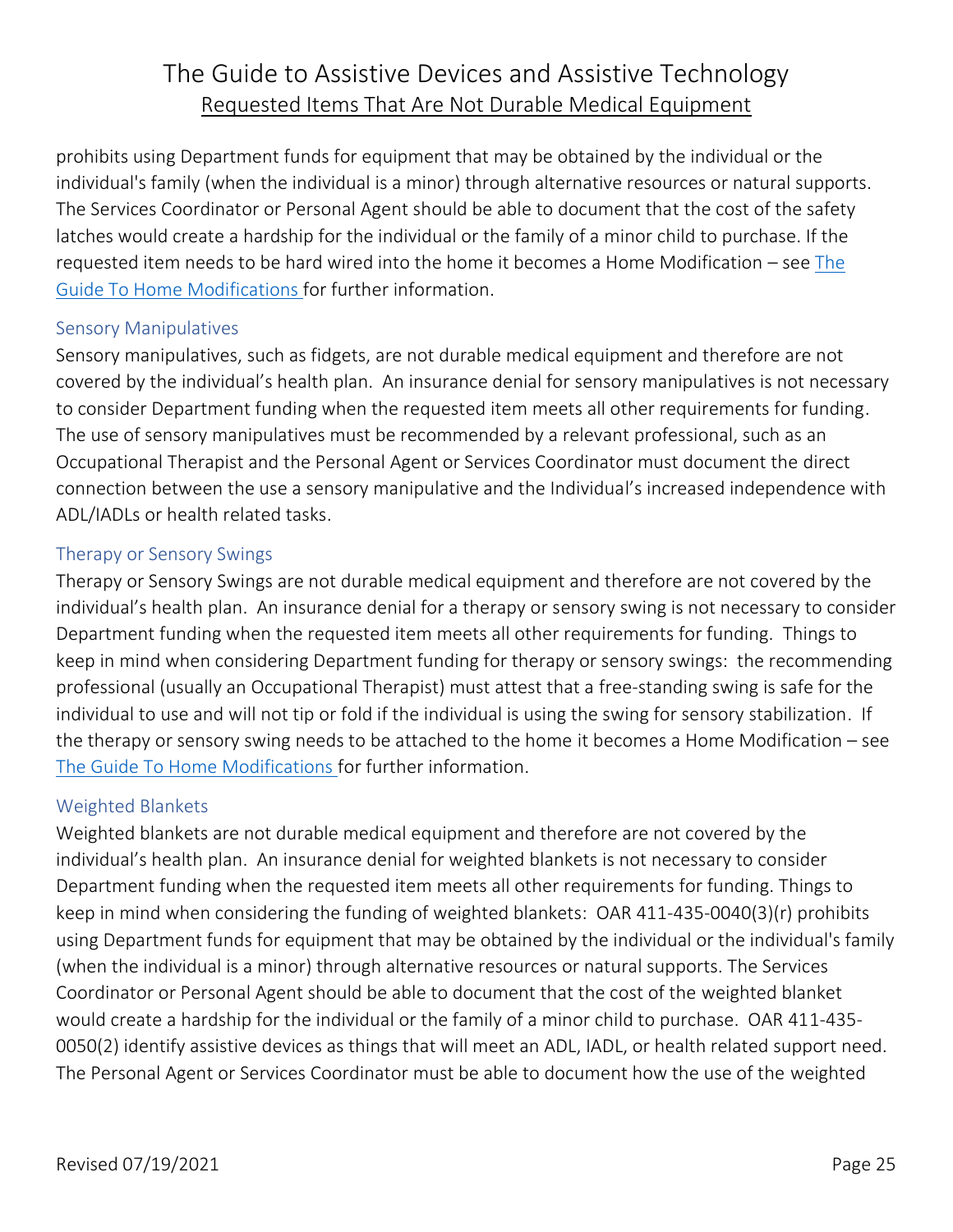prohibits using Department funds for equipment that may be obtained by the individual or the individual's family (when the individual is a minor) through alternative resources or natural supports. The Services Coordinator or Personal Agent should be able to document that the cost of the safety latches would create a hardship for the individual or the family of a minor child to purchase. If the requested item needs to be hard wired into the home it becomes a Home Modification – see The Guide To Home Modifications for further information.

### Sensory Manipulatives

Sensory manipulatives, such as fidgets, are not durable medical equipment and therefore are not covered by the individual's health plan. An insurance denial for sensory manipulatives is not necessary to consider Department funding when the requested item meets all other requirements for funding. The use of sensory manipulatives must be recommended by a relevant professional, such as an Occupational Therapist and the Personal Agent or Services Coordinator must document the direct connection between the use a sensory manipulative and the Individual's increased independence with ADL/IADLs or health related tasks.

### Therapy or Sensory Swings

Therapy or Sensory Swings are not durable medical equipment and therefore are not covered by the individual's health plan. An insurance denial for a therapy or sensory swing is not necessary to consider Department funding when the requested item meets all other requirements for funding. Things to keep in mind when considering Department funding for therapy or sensory swings: the recommending professional (usually an Occupational Therapist) must attest that a free-standing swing is safe for the individual to use and will not tip or fold if the individual is using the swing for sensory stabilization. If the therapy or sensory swing needs to be attached to the home it becomes a Home Modification – see The Guide To Home Modifications for further information.

### Weighted Blankets

Weighted blankets are not durable medical equipment and therefore are not covered by the individual's health plan. An insurance denial for weighted blankets is not necessary to consider Department funding when the requested item meets all other requirements for funding. Things to keep in mind when considering the funding of weighted blankets: OAR 411-435-0040(3)(r) prohibits using Department funds for equipment that may be obtained by the individual or the individual's family (when the individual is a minor) through alternative resources or natural supports. The Services Coordinator or Personal Agent should be able to document that the cost of the weighted blanket would create a hardship for the individual or the family of a minor child to purchase. OAR 411-435-0050(2) identify assistive devices as things that will meet an ADL, IADL, or health related support need. The Personal Agent or Services Coordinator must be able to document how the use of the weighted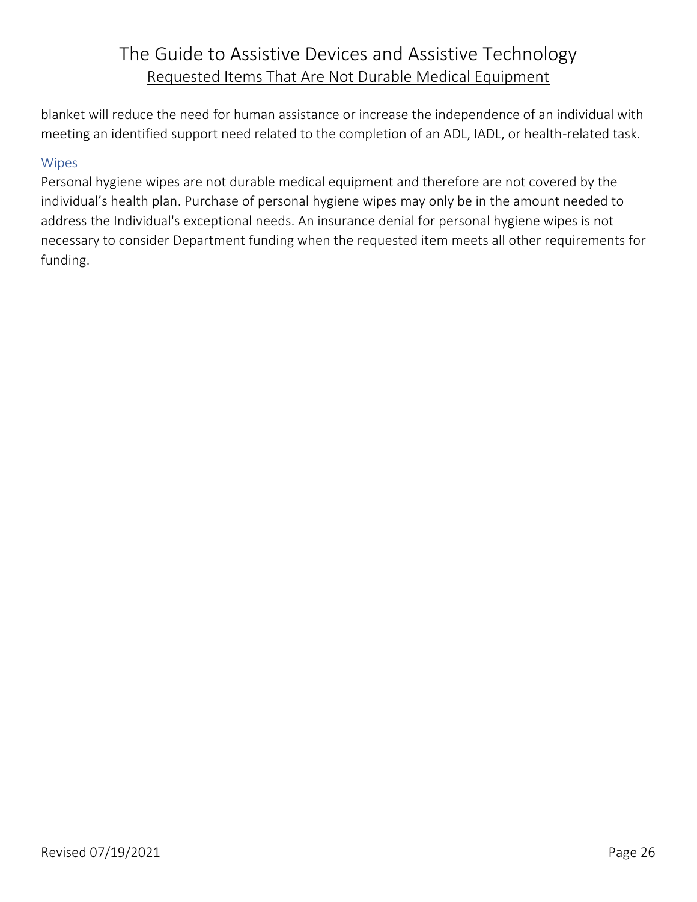blanket will reduce the need for human assistance or increase the independence of an individual with meeting an identified support need related to the completion of an ADL, IADL, or health-related task.

### Wipes

Personal hygiene wipes are not durable medical equipment and therefore are not covered by the individual's health plan. Purchase of personal hygiene wipes may only be in the amount needed to address the Individual's exceptional needs. An insurance denial for personal hygiene wipes is not necessary to consider Department funding when the requested item meets all other requirements for funding.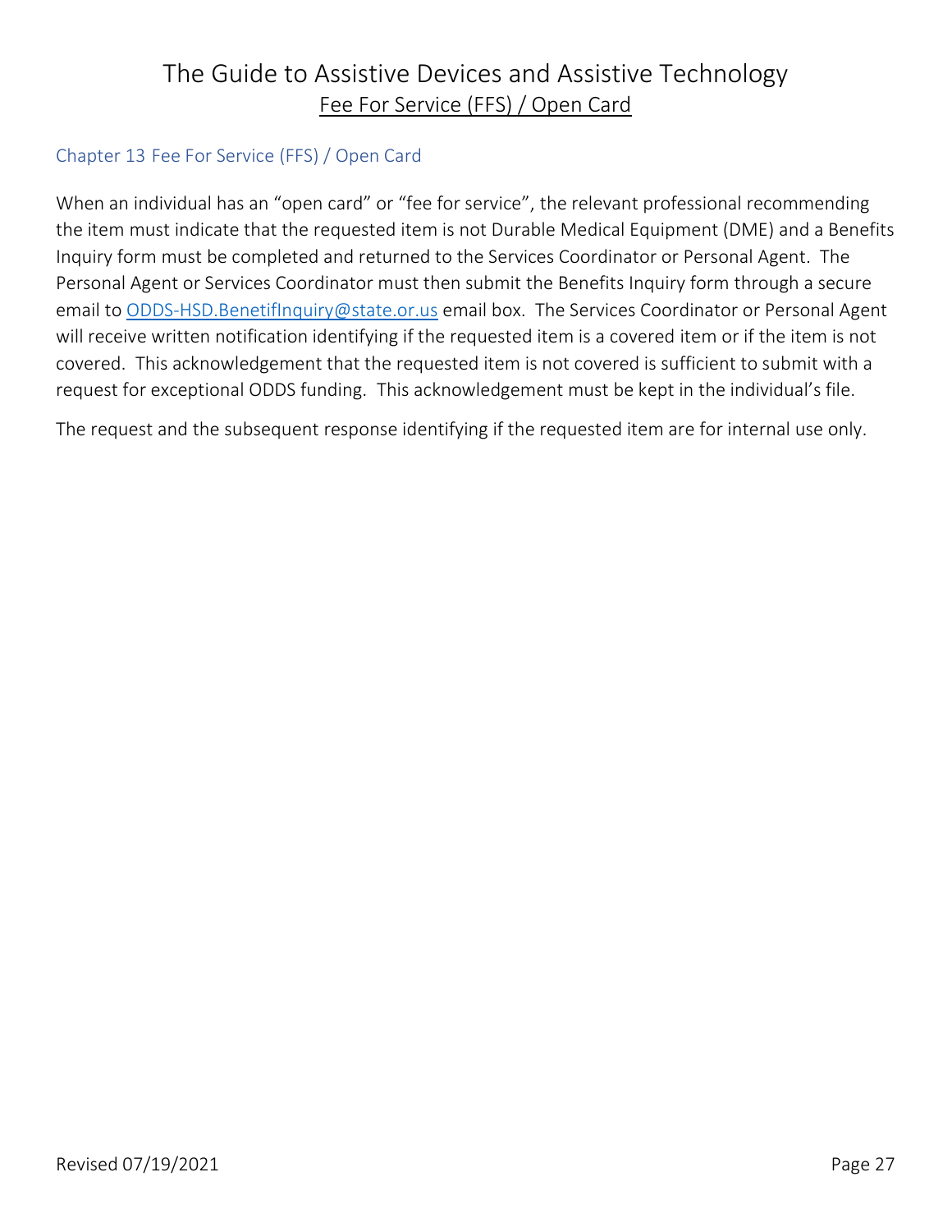## Chapter 13 Fee For Service (FFS) / Open Card

When an individual has an "open card" or "fee for service", the relevant professional recommending the item must indicate that the requested item is not Durable Medical Equipment (DME) and a Benefits Inquiry form must be completed and returned to the Services Coordinator or Personal Agent. The Personal Agent or Services Coordinator must then submit the Benefits Inquiry form through a secure email to ODDS-HSD.BenetifInquiry@state.or.us email box. The Services Coordinator or Personal Agent will receive written notification identifying if the requested item is a covered item or if the item is not covered. This acknowledgement that the requested item is not covered is sufficient to submit with a request for exceptional ODDS funding. This acknowledgement must be kept in the individual's file.

The request and the subsequent response identifying if the requested item are for internal use only.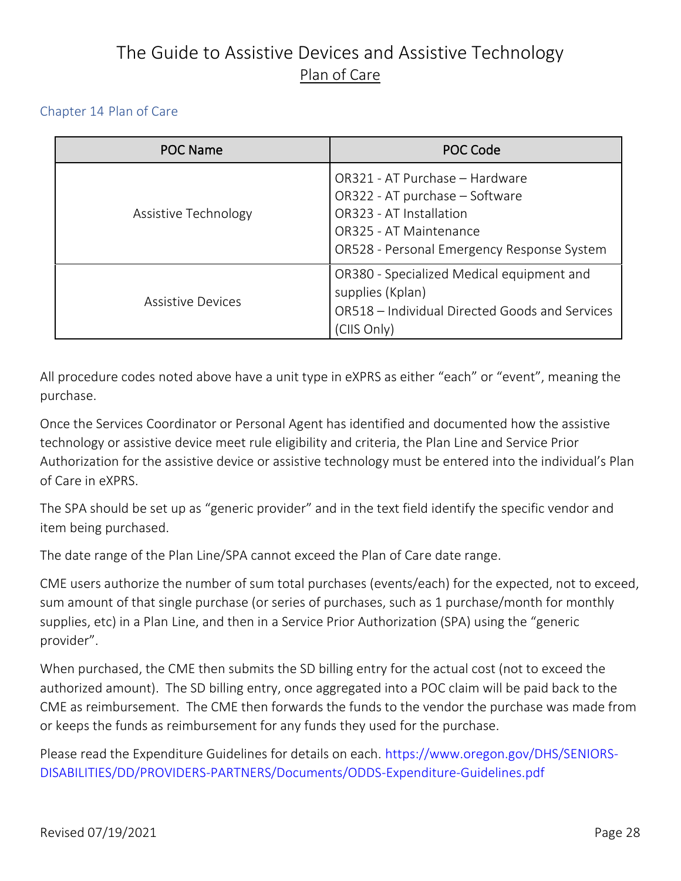## Chapter 14 Plan of Care

| POC Name | POC Code |
| --- | --- |
| Assistive Technology | OR321 - AT Purchase – Hardware<br>OR322 - AT purchase – Software<br>OR323 - AT Installation<br>OR325 - AT Maintenance<br>OR528 - Personal Emergency Response System |
| Assistive Devices | OR380 - Specialized Medical equipment and supplies (Kplan)<br>OR518 – Individual Directed Goods and Services (CIIS Only) |

All procedure codes noted above have a unit type in eXPRS as either "each" or "event", meaning the purchase.

Once the Services Coordinator or Personal Agent has identified and documented how the assistive technology or assistive device meet rule eligibility and criteria, the Plan Line and Service Prior Authorization for the assistive device or assistive technology must be entered into the individual's Plan of Care in eXPRS.

The SPA should be set up as "generic provider" and in the text field identify the specific vendor and item being purchased.

The date range of the Plan Line/SPA cannot exceed the Plan of Care date range.

CME users authorize the number of sum total purchases (events/each) for the expected, not to exceed, sum amount of that single purchase (or series of purchases, such as 1 purchase/month for monthly supplies, etc) in a Plan Line, and then in a Service Prior Authorization (SPA) using the "generic provider".

When purchased, the CME then submits the SD billing entry for the actual cost (not to exceed the authorized amount). The SD billing entry, once aggregated into a POC claim will be paid back to the CME as reimbursement. The CME then forwards the funds to the vendor the purchase was made from or keeps the funds as reimbursement for any funds they used for the purchase.

Please read the Expenditure Guidelines for details on each. https://www.oregon.gov/DHS/SENIORS-DISABILITIES/DD/PROVIDERS-PARTNERS/Documents/ODDS-Expenditure-Guidelines.pdf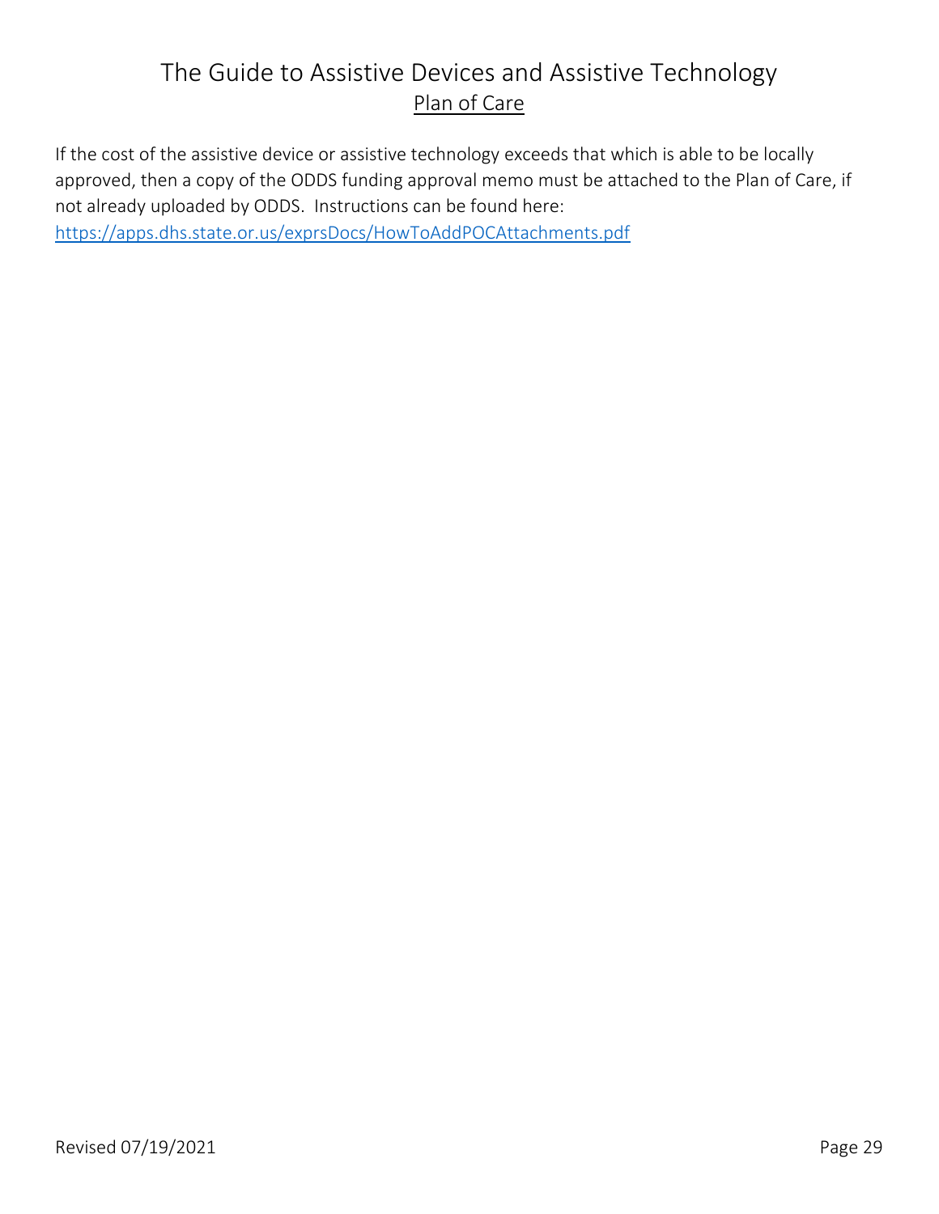## Plan of Care

If the cost of the assistive device or assistive technology exceeds that which is able to be locally approved, then a copy of the ODDS funding approval memo must be attached to the Plan of Care, if not already uploaded by ODDS. Instructions can be found here: https://apps.dhs.state.or.us/exprsDocs/HowToAddPOCAttachments.pdf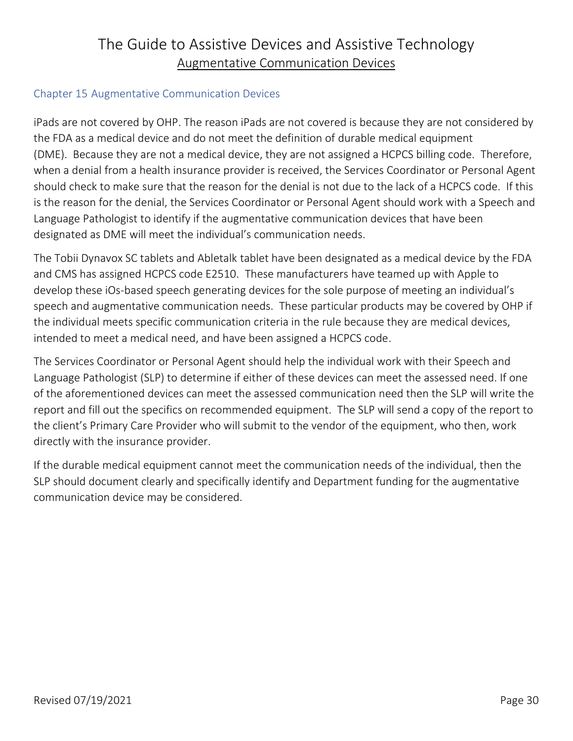## Chapter 15 Augmentative Communication Devices

iPads are not covered by OHP. The reason iPads are not covered is because they are not considered by the FDA as a medical device and do not meet the definition of durable medical equipment (DME). Because they are not a medical device, they are not assigned a HCPCS billing code. Therefore, when a denial from a health insurance provider is received, the Services Coordinator or Personal Agent should check to make sure that the reason for the denial is not due to the lack of a HCPCS code. If this is the reason for the denial, the Services Coordinator or Personal Agent should work with a Speech and Language Pathologist to identify if the augmentative communication devices that have been designated as DME will meet the individual's communication needs.

The Tobii Dynavox SC tablets and Abletalk tablet have been designated as a medical device by the FDA and CMS has assigned HCPCS code E2510. These manufacturers have teamed up with Apple to develop these iOs-based speech generating devices for the sole purpose of meeting an individual's speech and augmentative communication needs. These particular products may be covered by OHP if the individual meets specific communication criteria in the rule because they are medical devices, intended to meet a medical need, and have been assigned a HCPCS code.

The Services Coordinator or Personal Agent should help the individual work with their Speech and Language Pathologist (SLP) to determine if either of these devices can meet the assessed need. If one of the aforementioned devices can meet the assessed communication need then the SLP will write the report and fill out the specifics on recommended equipment. The SLP will send a copy of the report to the client's Primary Care Provider who will submit to the vendor of the equipment, who then, work directly with the insurance provider.

If the durable medical equipment cannot meet the communication needs of the individual, then the SLP should document clearly and specifically identify and Department funding for the augmentative communication device may be considered.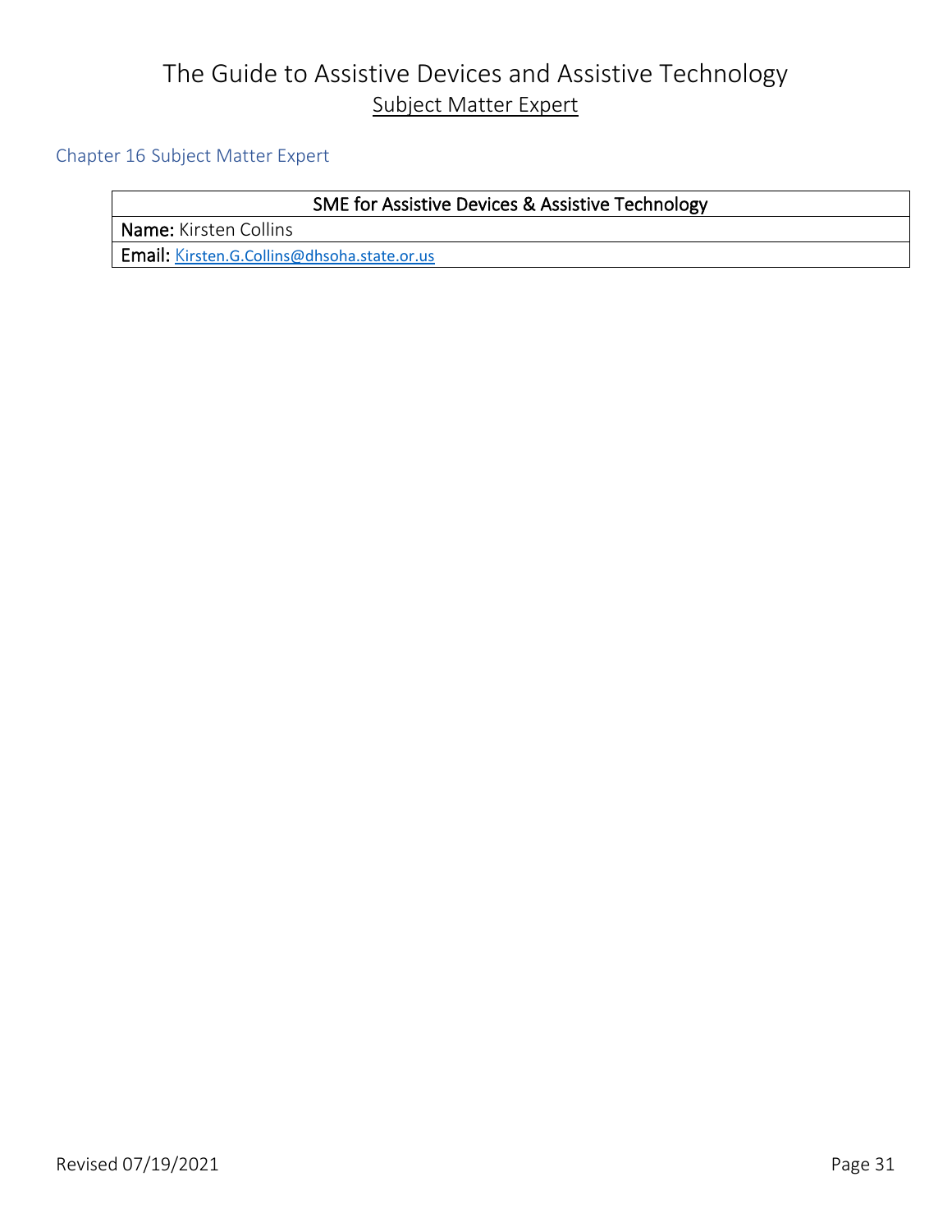## Chapter 16 Subject Matter Expert

| SME for Assistive Devices & Assistive Technology |
|---|
| **Name:** Kirsten Collins |
| **Email:** Kirsten.G.Collins@dhsoha.state.or.us |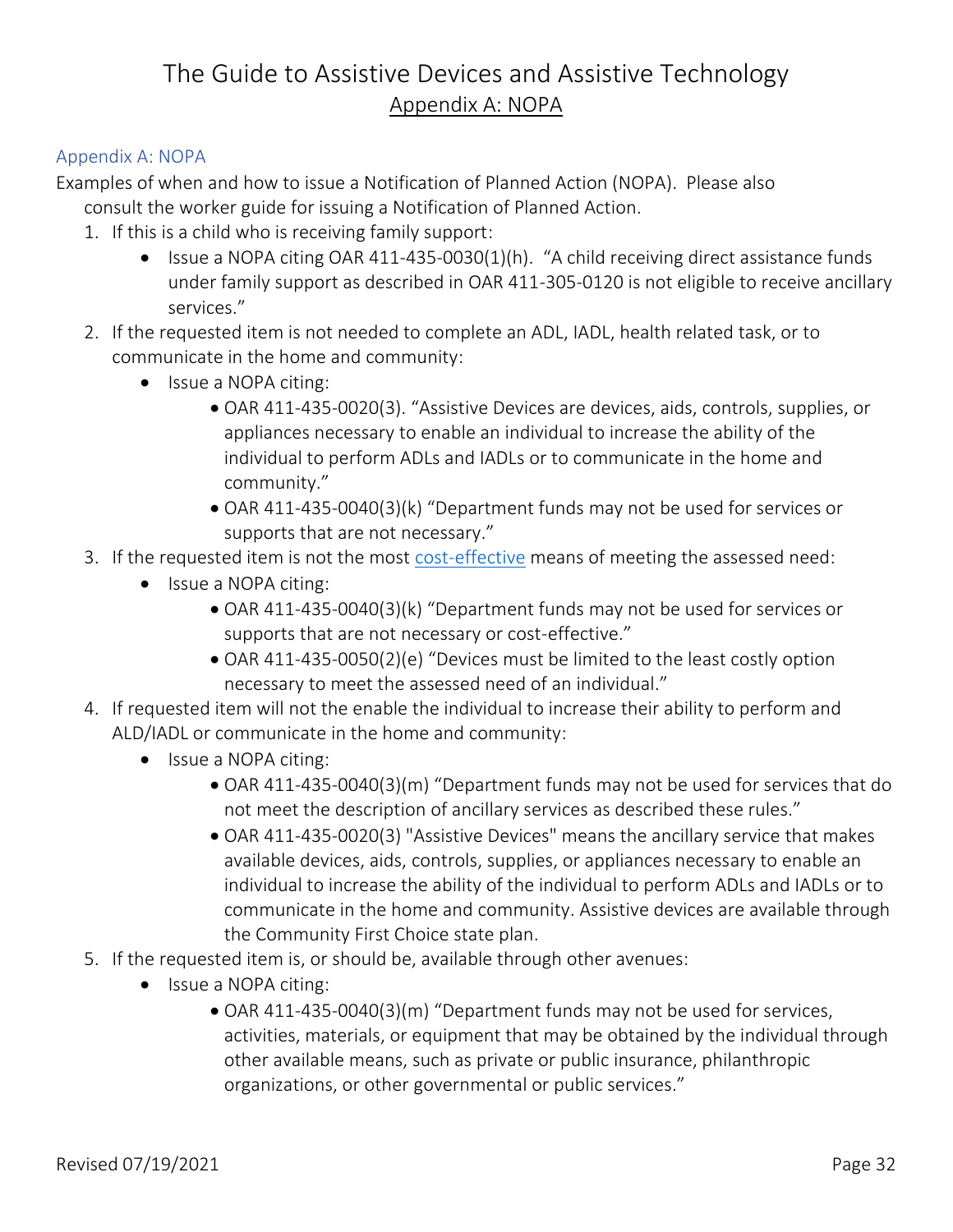## Appendix A: NOPA

Examples of when and how to issue a Notification of Planned Action (NOPA). Please also consult the worker guide for issuing a Notification of Planned Action.

1. If this is a child who is receiving family support:
   - Issue a NOPA citing OAR 411-435-0030(1)(h). "A child receiving direct assistance funds under family support as described in OAR 411-305-0120 is not eligible to receive ancillary services."
2. If the requested item is not needed to complete an ADL, IADL, health related task, or to communicate in the home and community:
   - Issue a NOPA citing:
     - OAR 411-435-0020(3). "Assistive Devices are devices, aids, controls, supplies, or appliances necessary to enable an individual to increase the ability of the individual to perform ADLs and IADLs or to communicate in the home and community."
     - OAR 411-435-0040(3)(k) "Department funds may not be used for services or supports that are not necessary."
3. If the requested item is not the most cost-effective means of meeting the assessed need:
   - Issue a NOPA citing:
     - OAR 411-435-0040(3)(k) "Department funds may not be used for services or supports that are not necessary or cost-effective."
     - OAR 411-435-0050(2)(e) "Devices must be limited to the least costly option necessary to meet the assessed need of an individual."
4. If requested item will not the enable the individual to increase their ability to perform and ALD/IADL or communicate in the home and community:
   - Issue a NOPA citing:
     - OAR 411-435-0040(3)(m) "Department funds may not be used for services that do not meet the description of ancillary services as described these rules."
     - OAR 411-435-0020(3) "Assistive Devices" means the ancillary service that makes available devices, aids, controls, supplies, or appliances necessary to enable an individual to increase the ability of the individual to perform ADLs and IADLs or to communicate in the home and community. Assistive devices are available through the Community First Choice state plan.
5. If the requested item is, or should be, available through other avenues:
   - Issue a NOPA citing:
     - OAR 411-435-0040(3)(m) "Department funds may not be used for services, activities, materials, or equipment that may be obtained by the individual through other available means, such as private or public insurance, philanthropic organizations, or other governmental or public services."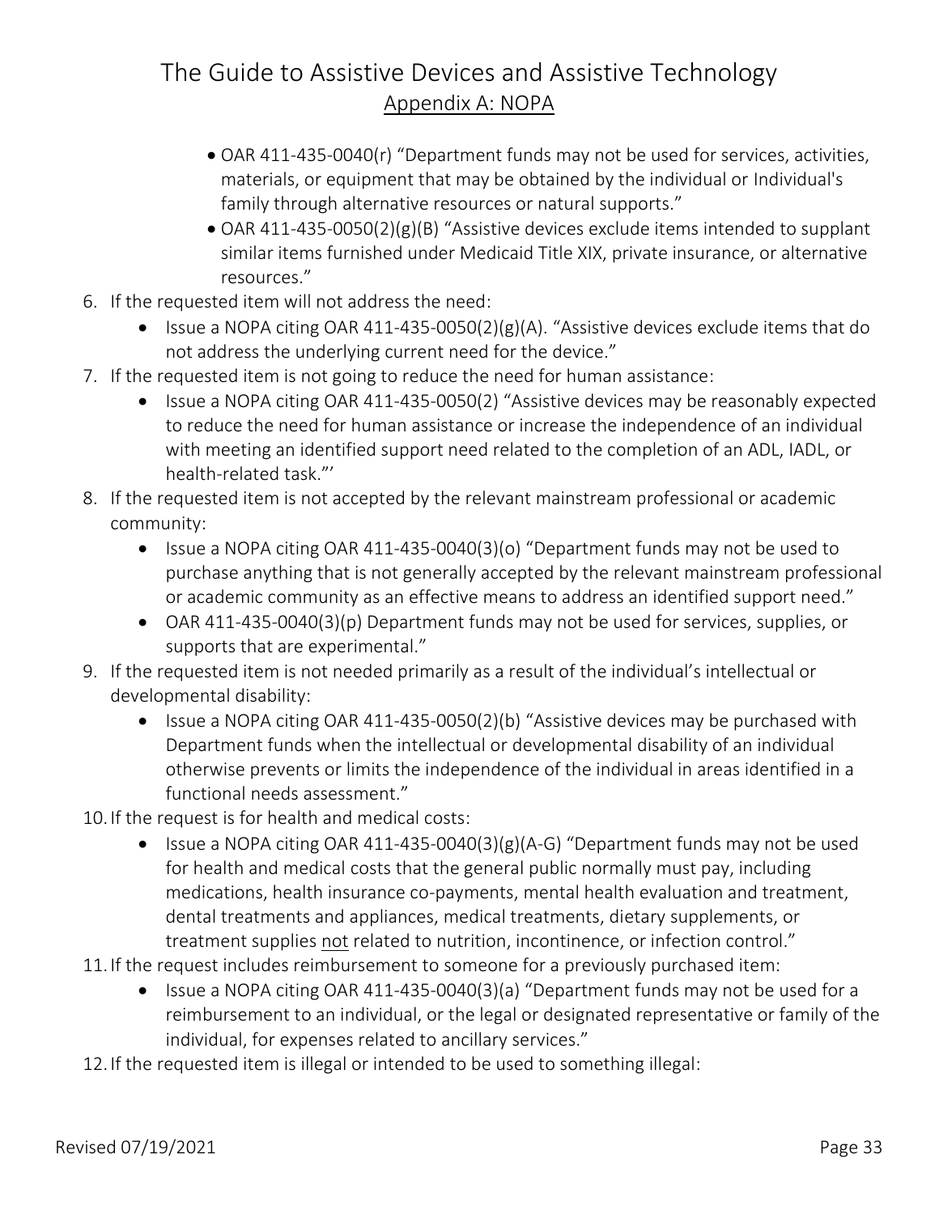- OAR 411-435-0040(r) "Department funds may not be used for services, activities, materials, or equipment that may be obtained by the individual or Individual's family through alternative resources or natural supports."
- OAR 411-435-0050(2)(g)(B) "Assistive devices exclude items intended to supplant similar items furnished under Medicaid Title XIX, private insurance, or alternative resources."

6. If the requested item will not address the need:
   - Issue a NOPA citing OAR 411-435-0050(2)(g)(A). "Assistive devices exclude items that do not address the underlying current need for the device."
7. If the requested item is not going to reduce the need for human assistance:
   - Issue a NOPA citing OAR 411-435-0050(2) "Assistive devices may be reasonably expected to reduce the need for human assistance or increase the independence of an individual with meeting an identified support need related to the completion of an ADL, IADL, or health-related task."'
8. If the requested item is not accepted by the relevant mainstream professional or academic community:
   - Issue a NOPA citing OAR 411-435-0040(3)(o) "Department funds may not be used to purchase anything that is not generally accepted by the relevant mainstream professional or academic community as an effective means to address an identified support need."
   - OAR 411-435-0040(3)(p) Department funds may not be used for services, supplies, or supports that are experimental."
9. If the requested item is not needed primarily as a result of the individual's intellectual or developmental disability:
   - Issue a NOPA citing OAR 411-435-0050(2)(b) "Assistive devices may be purchased with Department funds when the intellectual or developmental disability of an individual otherwise prevents or limits the independence of the individual in areas identified in a functional needs assessment."
10. If the request is for health and medical costs:
    - Issue a NOPA citing OAR 411-435-0040(3)(g)(A-G) "Department funds may not be used for health and medical costs that the general public normally must pay, including medications, health insurance co-payments, mental health evaluation and treatment, dental treatments and appliances, medical treatments, dietary supplements, or treatment supplies <u>not</u> related to nutrition, incontinence, or infection control."
11. If the request includes reimbursement to someone for a previously purchased item:
    - Issue a NOPA citing OAR 411-435-0040(3)(a) "Department funds may not be used for a reimbursement to an individual, or the legal or designated representative or family of the individual, for expenses related to ancillary services."
12. If the requested item is illegal or intended to be used to something illegal: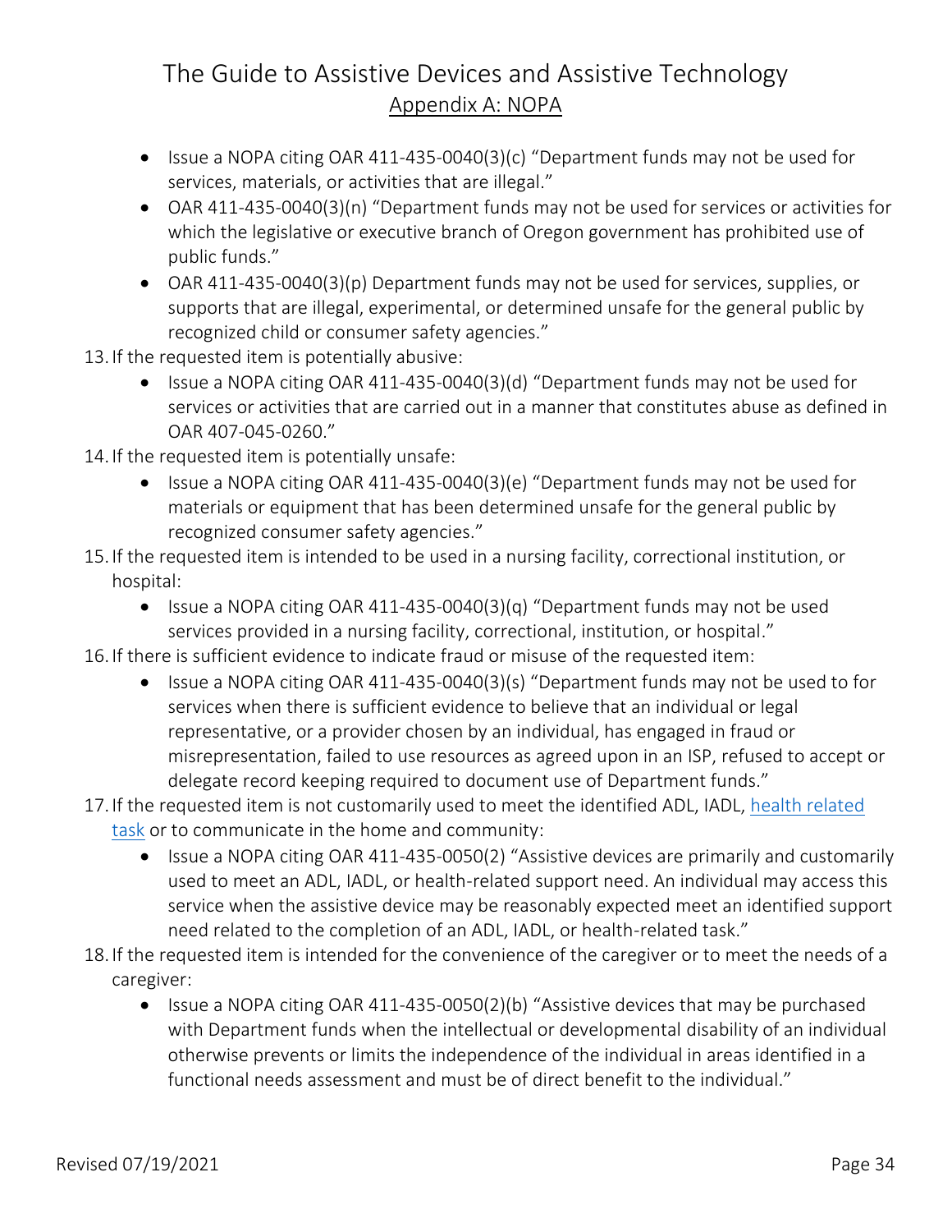- Issue a NOPA citing OAR 411-435-0040(3)(c) "Department funds may not be used for services, materials, or activities that are illegal."
- OAR 411-435-0040(3)(n) "Department funds may not be used for services or activities for which the legislative or executive branch of Oregon government has prohibited use of public funds."
- OAR 411-435-0040(3)(p) Department funds may not be used for services, supplies, or supports that are illegal, experimental, or determined unsafe for the general public by recognized child or consumer safety agencies."

13. If the requested item is potentially abusive:
    - Issue a NOPA citing OAR 411-435-0040(3)(d) "Department funds may not be used for services or activities that are carried out in a manner that constitutes abuse as defined in OAR 407-045-0260."
14. If the requested item is potentially unsafe:
    - Issue a NOPA citing OAR 411-435-0040(3)(e) "Department funds may not be used for materials or equipment that has been determined unsafe for the general public by recognized consumer safety agencies."
15. If the requested item is intended to be used in a nursing facility, correctional institution, or hospital:
    - Issue a NOPA citing OAR 411-435-0040(3)(q) "Department funds may not be used services provided in a nursing facility, correctional, institution, or hospital."
16. If there is sufficient evidence to indicate fraud or misuse of the requested item:
    - Issue a NOPA citing OAR 411-435-0040(3)(s) "Department funds may not be used to for services when there is sufficient evidence to believe that an individual or legal representative, or a provider chosen by an individual, has engaged in fraud or misrepresentation, failed to use resources as agreed upon in an ISP, refused to accept or delegate record keeping required to document use of Department funds."
17. If the requested item is not customarily used to meet the identified ADL, IADL, health related task or to communicate in the home and community:
    - Issue a NOPA citing OAR 411-435-0050(2) "Assistive devices are primarily and customarily used to meet an ADL, IADL, or health-related support need. An individual may access this service when the assistive device may be reasonably expected meet an identified support need related to the completion of an ADL, IADL, or health-related task."
18. If the requested item is intended for the convenience of the caregiver or to meet the needs of a caregiver:
    - Issue a NOPA citing OAR 411-435-0050(2)(b) "Assistive devices that may be purchased with Department funds when the intellectual or developmental disability of an individual otherwise prevents or limits the independence of the individual in areas identified in a functional needs assessment and must be of direct benefit to the individual."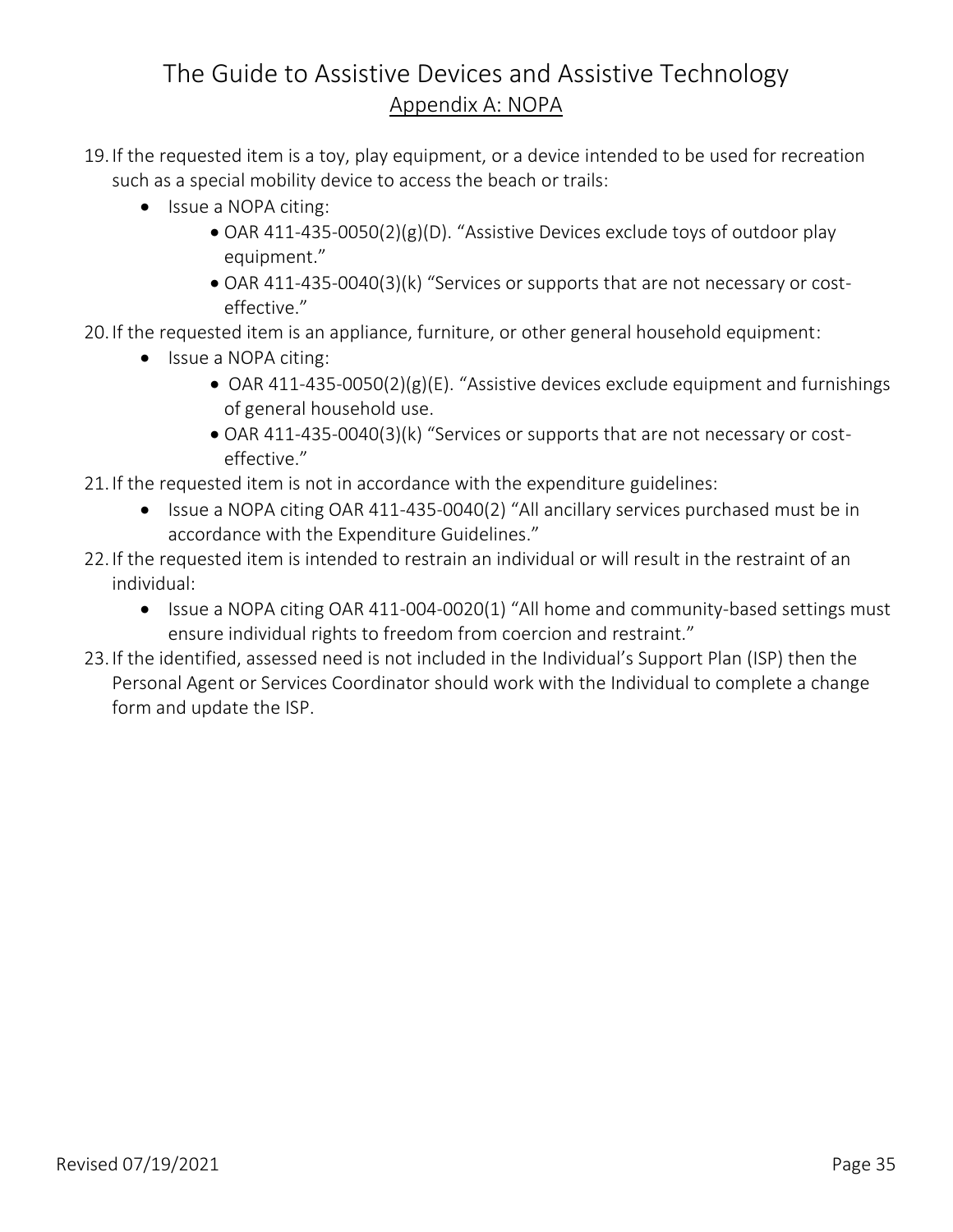19. If the requested item is a toy, play equipment, or a device intended to be used for recreation such as a special mobility device to access the beach or trails:
    - Issue a NOPA citing:
        - OAR 411-435-0050(2)(g)(D). "Assistive Devices exclude toys of outdoor play equipment."
        - OAR 411-435-0040(3)(k) "Services or supports that are not necessary or cost-effective."
20. If the requested item is an appliance, furniture, or other general household equipment:
    - Issue a NOPA citing:
        - OAR 411-435-0050(2)(g)(E). "Assistive devices exclude equipment and furnishings of general household use.
        - OAR 411-435-0040(3)(k) "Services or supports that are not necessary or cost-effective."
21. If the requested item is not in accordance with the expenditure guidelines:
    - Issue a NOPA citing OAR 411-435-0040(2) "All ancillary services purchased must be in accordance with the Expenditure Guidelines."
22. If the requested item is intended to restrain an individual or will result in the restraint of an individual:
    - Issue a NOPA citing OAR 411-004-0020(1) "All home and community-based settings must ensure individual rights to freedom from coercion and restraint."
23. If the identified, assessed need is not included in the Individual's Support Plan (ISP) then the Personal Agent or Services Coordinator should work with the Individual to complete a change form and update the ISP.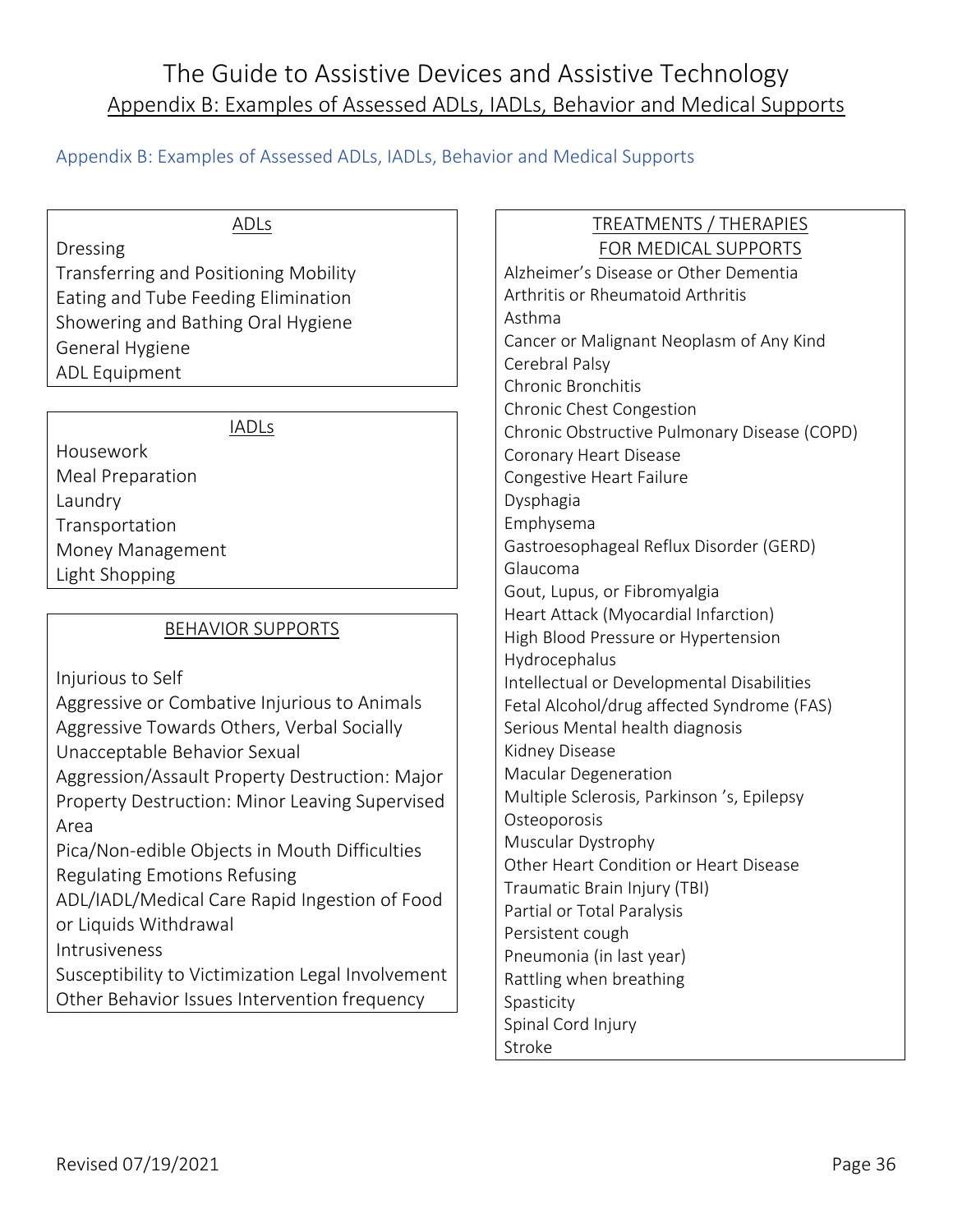# The Guide to Assistive Devices and Assistive Technology

## Appendix B: Examples of Assessed ADLs, IADLs, Behavior and Medical Supports

### Appendix B: Examples of Assessed ADLs, IADLs, Behavior and Medical Supports

**ADLs**

Dressing
Transferring and Positioning Mobility
Eating and Tube Feeding Elimination
Showering and Bathing Oral Hygiene
General Hygiene
ADL Equipment

**IADLs**

Housework
Meal Preparation
Laundry
Transportation
Money Management
Light Shopping

**BEHAVIOR SUPPORTS**

Injurious to Self
Aggressive or Combative Injurious to Animals
Aggressive Towards Others, Verbal Socially Unacceptable Behavior Sexual
Aggression/Assault Property Destruction: Major Property Destruction: Minor Leaving Supervised Area
Pica/Non-edible Objects in Mouth Difficulties Regulating Emotions Refusing ADL/IADL/Medical Care Rapid Ingestion of Food or Liquids Withdrawal
Intrusiveness
Susceptibility to Victimization Legal Involvement
Other Behavior Issues Intervention frequency

**TREATMENTS / THERAPIES FOR MEDICAL SUPPORTS**

Alzheimer's Disease or Other Dementia
Arthritis or Rheumatoid Arthritis
Asthma
Cancer or Malignant Neoplasm of Any Kind
Cerebral Palsy
Chronic Bronchitis
Chronic Chest Congestion
Chronic Obstructive Pulmonary Disease (COPD)
Coronary Heart Disease
Congestive Heart Failure
Dysphagia
Emphysema
Gastroesophageal Reflux Disorder (GERD)
Glaucoma
Gout, Lupus, or Fibromyalgia
Heart Attack (Myocardial Infarction)
High Blood Pressure or Hypertension
Hydrocephalus
Intellectual or Developmental Disabilities
Fetal Alcohol/drug affected Syndrome (FAS)
Serious Mental health diagnosis
Kidney Disease
Macular Degeneration
Multiple Sclerosis, Parkinson 's, Epilepsy
Osteoporosis
Muscular Dystrophy
Other Heart Condition or Heart Disease
Traumatic Brain Injury (TBI)
Partial or Total Paralysis
Persistent cough
Pneumonia (in last year)
Rattling when breathing
Spasticity
Spinal Cord Injury
Stroke

Revised 07/19/2021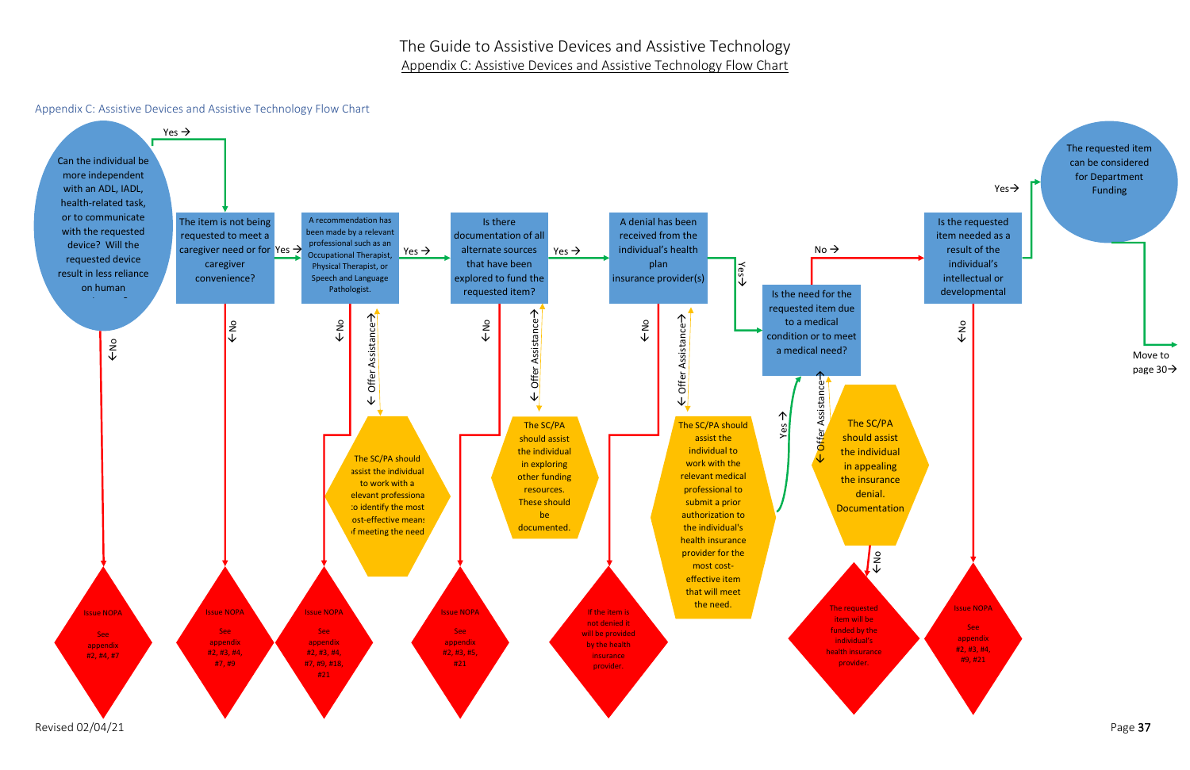## Appendix C: Assistive Devices and Assistive Technology Flow Chart

**Can the individual be more independent with an ADL, IADL, health-related task, or to communicate with the requested device? Will the requested device result in less reliance on human**

- No → Issue NOPA. See appendix #2, #4, #7
- Yes → **The item is not being requested to meet a caregiver need or for caregiver convenience?**
  - No → Issue NOPA. See appendix #2, #3, #4, #7, #9
  - Yes → **A recommendation has been made by a relevant professional such as an Occupational Therapist, Physical Therapist, or Speech and Language Pathologist.**
    - Offer Assistance → The SC/PA should assist the individual to work with a relevant professional to identify the most cost-effective means of meeting the need
    - No → Issue NOPA. See appendix #2, #3, #4, #7, #9, #18, #21
    - Yes → **Is there documentation of all alternate sources that have been explored to fund the requested item?**
      - Offer Assistance → The SC/PA should assist the individual in exploring other funding resources. These should be documented.
      - No → Issue NOPA. See appendix #2, #3, #5, #21
      - Yes → **A denial has been received from the individual's health plan insurance provider(s)**
        - Offer Assistance → The SC/PA should assist the individual to work with the relevant medical professional to submit a prior authorization to the individual's health insurance provider for the most cost-effective item that will meet the need.
          - Yes → Is the need for the requested item due to a medical condition or to meet a medical need?
        - No → If the item is not denied it will be provided by the health insurance provider.
        - Yes → **Is the need for the requested item due to a medical condition or to meet a medical need?**
          - Offer Assistance → The SC/PA should assist the individual in appealing the insurance denial. Documentation
            - No → The requested item will be funded by the individual's health insurance provider.
          - No → **Is the requested item needed as a result of the individual's intellectual or developmental**
            - No → Issue NOPA. See appendix #2, #3, #4, #9, #21
            - Yes → **The requested item can be considered for Department Funding**
              - Move to page 30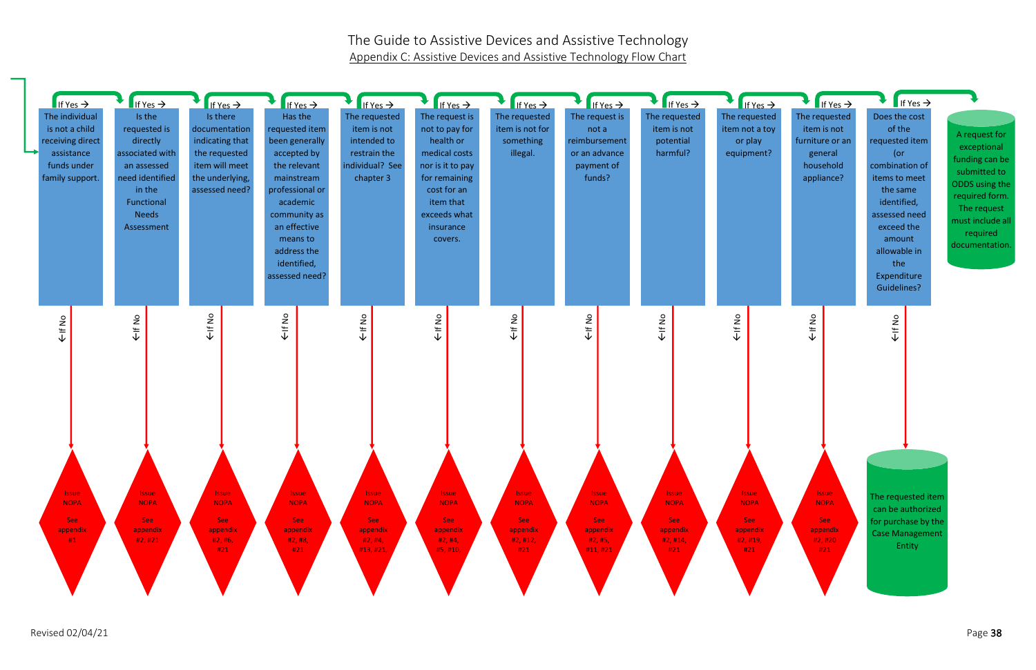# The Guide to Assistive Devices and Assistive Technology

## Appendix C: Assistive Devices and Assistive Technology Flow Chart

The individual is not a child receiving direct assistance funds under family support.
If Yes →
If No ↓ Issue NOPA. See appendix #1

Is the requested is directly associated with an assessed need identified in the Functional Needs Assessment
If Yes →
If No ↓ Issue NOPA. See appendix #2, #21

Is there documentation indicating that the requested item will meet the underlying, assessed need?
If Yes →
If No ↓ Issue NOPA. See appendix #2, #6, #21

Has the requested item been generally accepted by the relevant mainstream professional or academic community as an effective means to address the identified, assessed need?
If Yes →
If No ↓ Issue NOPA. See appendix #2, #8, #21

The requested item is not intended to restrain the individual? See chapter 3
If Yes →
If No ↓ Issue NOPA. See appendix #2, #4, #13, #21,

The request is not to pay for health or medical costs nor is it to pay for remaining cost for an item that exceeds what insurance covers.
If Yes →
If No ↓ Issue NOPA. See appendix #2, #4, #5, #10,

The requested item is not for something illegal.
If Yes →
If No ↓ Issue NOPA. See appendix #2, #12, #21

The request is not a reimbursement or an advance payment of funds?
If Yes →
If No ↓ Issue NOPA. See appendix #2, #5, #11, #21

The requested item is not potential harmful?
If Yes →
If No ↓ Issue NOPA. See appendix #2, #14, #21

The requested item not a toy or play equipment?
If Yes →
If No ↓ Issue NOPA. See appendix #2, #19, #21

The requested item is not furniture or an general household appliance?
If Yes →
If No ↓ Issue NOPA. See appendix #2, #20 #21

Does the cost of the requested item (or combination of items to meet the same identified, assessed need exceed the amount allowable in the Expenditure Guidelines?
If Yes → A request for exceptional funding can be submitted to ODDS using the required form. The request must include all required documentation.
If No ↓ The requested item can be authorized for purchase by the Case Management Entity

Revised 02/04/21